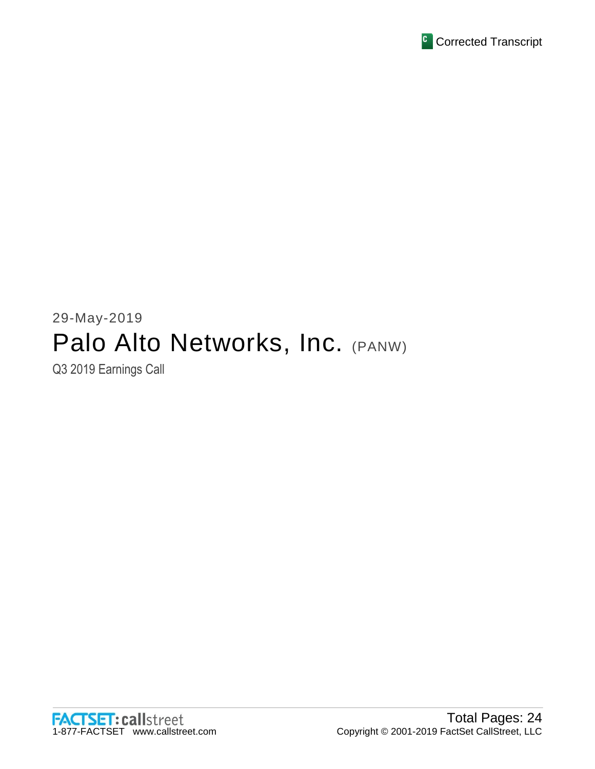Corrected Transcript

29-May-2019

# Palo Alto Networks, Inc. (PANW)

Q3 2019 Earnings Call

FACTSET: callstreet
1-877-FACTSET www.callstreet.com

Total Pages: 24
Copyright © 2001-2019 FactSet CallStreet, LLC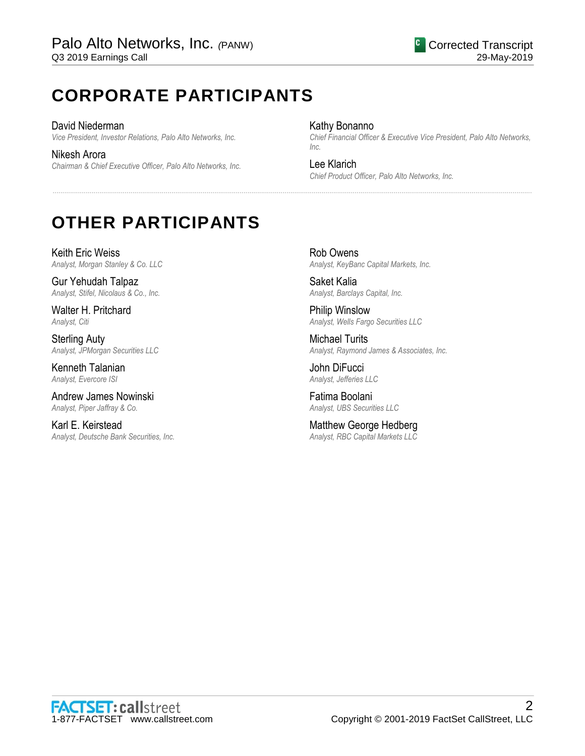# CORPORATE PARTICIPANTS

David Niederman
*Vice President, Investor Relations, Palo Alto Networks, Inc.*

Nikesh Arora
*Chairman & Chief Executive Officer, Palo Alto Networks, Inc.*

Kathy Bonanno
*Chief Financial Officer & Executive Vice President, Palo Alto Networks, Inc.*

Lee Klarich
*Chief Product Officer, Palo Alto Networks, Inc.*

# OTHER PARTICIPANTS

Keith Eric Weiss
*Analyst, Morgan Stanley & Co. LLC*

Gur Yehudah Talpaz
*Analyst, Stifel, Nicolaus & Co., Inc.*

Walter H. Pritchard
*Analyst, Citi*

Sterling Auty
*Analyst, JPMorgan Securities LLC*

Kenneth Talanian
*Analyst, Evercore ISI*

Andrew James Nowinski
*Analyst, Piper Jaffray & Co.*

Karl E. Keirstead
*Analyst, Deutsche Bank Securities, Inc.*

Rob Owens
*Analyst, KeyBanc Capital Markets, Inc.*

Saket Kalia
*Analyst, Barclays Capital, Inc.*

Philip Winslow
*Analyst, Wells Fargo Securities LLC*

Michael Turits
*Analyst, Raymond James & Associates, Inc.*

John DiFucci
*Analyst, Jefferies LLC*

Fatima Boolani
*Analyst, UBS Securities LLC*

Matthew George Hedberg
*Analyst, RBC Capital Markets LLC*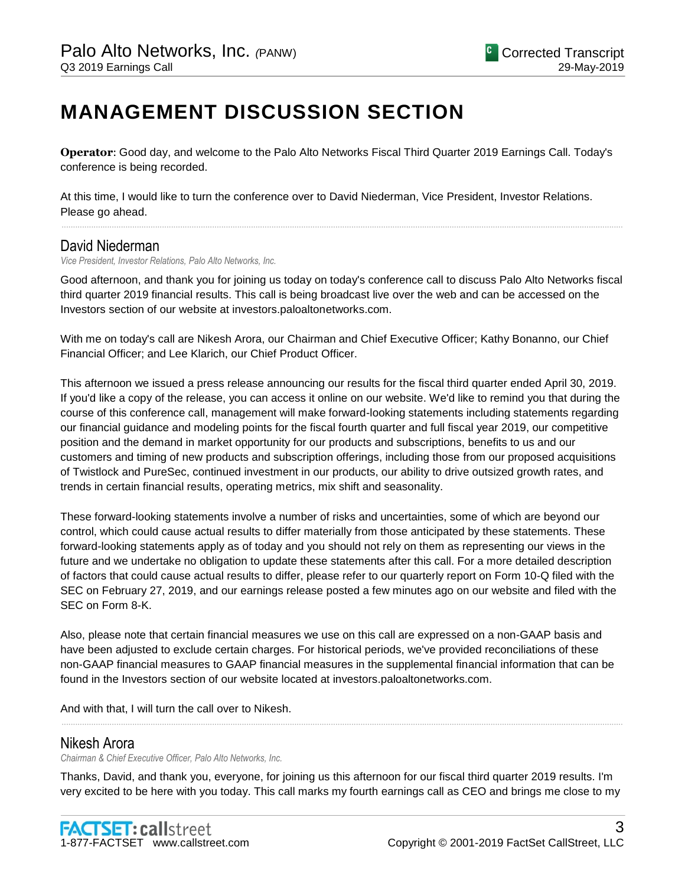# MANAGEMENT DISCUSSION SECTION

**Operator**: Good day, and welcome to the Palo Alto Networks Fiscal Third Quarter 2019 Earnings Call. Today's conference is being recorded.

At this time, I would like to turn the conference over to David Niederman, Vice President, Investor Relations. Please go ahead.

## David Niederman

*Vice President, Investor Relations, Palo Alto Networks, Inc.*

Good afternoon, and thank you for joining us today on today's conference call to discuss Palo Alto Networks fiscal third quarter 2019 financial results. This call is being broadcast live over the web and can be accessed on the Investors section of our website at investors.paloaltonetworks.com.

With me on today's call are Nikesh Arora, our Chairman and Chief Executive Officer; Kathy Bonanno, our Chief Financial Officer; and Lee Klarich, our Chief Product Officer.

This afternoon we issued a press release announcing our results for the fiscal third quarter ended April 30, 2019. If you'd like a copy of the release, you can access it online on our website. We'd like to remind you that during the course of this conference call, management will make forward-looking statements including statements regarding our financial guidance and modeling points for the fiscal fourth quarter and full fiscal year 2019, our competitive position and the demand in market opportunity for our products and subscriptions, benefits to us and our customers and timing of new products and subscription offerings, including those from our proposed acquisitions of Twistlock and PureSec, continued investment in our products, our ability to drive outsized growth rates, and trends in certain financial results, operating metrics, mix shift and seasonality.

These forward-looking statements involve a number of risks and uncertainties, some of which are beyond our control, which could cause actual results to differ materially from those anticipated by these statements. These forward-looking statements apply as of today and you should not rely on them as representing our views in the future and we undertake no obligation to update these statements after this call. For a more detailed description of factors that could cause actual results to differ, please refer to our quarterly report on Form 10-Q filed with the SEC on February 27, 2019, and our earnings release posted a few minutes ago on our website and filed with the SEC on Form 8-K.

Also, please note that certain financial measures we use on this call are expressed on a non-GAAP basis and have been adjusted to exclude certain charges. For historical periods, we've provided reconciliations of these non-GAAP financial measures to GAAP financial measures in the supplemental financial information that can be found in the Investors section of our website located at investors.paloaltonetworks.com.

And with that, I will turn the call over to Nikesh.

## Nikesh Arora

*Chairman & Chief Executive Officer, Palo Alto Networks, Inc.*

Thanks, David, and thank you, everyone, for joining us this afternoon for our fiscal third quarter 2019 results. I'm very excited to be here with you today. This call marks my fourth earnings call as CEO and brings me close to my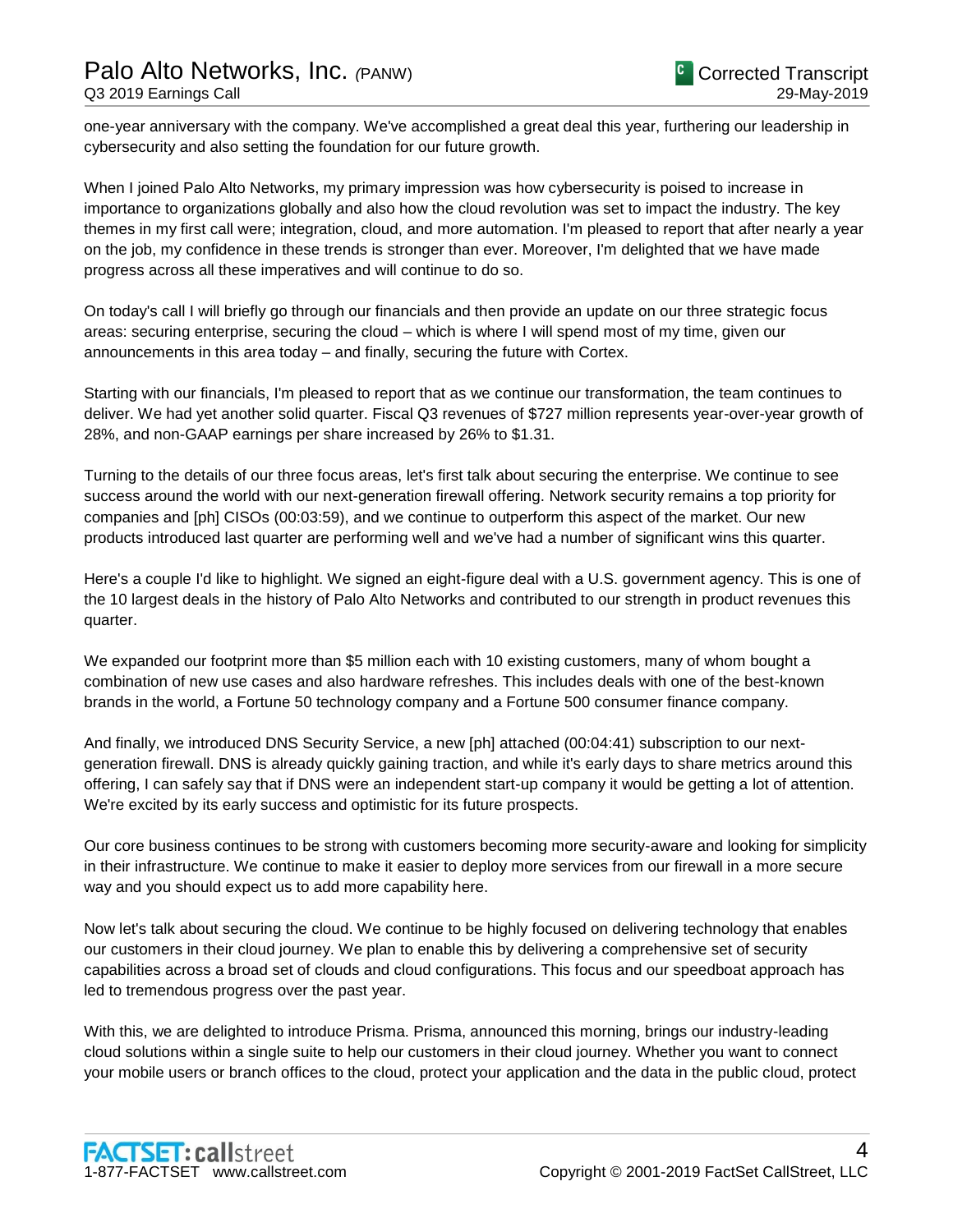one-year anniversary with the company. We've accomplished a great deal this year, furthering our leadership in cybersecurity and also setting the foundation for our future growth.

When I joined Palo Alto Networks, my primary impression was how cybersecurity is poised to increase in importance to organizations globally and also how the cloud revolution was set to impact the industry. The key themes in my first call were; integration, cloud, and more automation. I'm pleased to report that after nearly a year on the job, my confidence in these trends is stronger than ever. Moreover, I'm delighted that we have made progress across all these imperatives and will continue to do so.

On today's call I will briefly go through our financials and then provide an update on our three strategic focus areas: securing enterprise, securing the cloud – which is where I will spend most of my time, given our announcements in this area today – and finally, securing the future with Cortex.

Starting with our financials, I'm pleased to report that as we continue our transformation, the team continues to deliver. We had yet another solid quarter. Fiscal Q3 revenues of $727 million represents year-over-year growth of 28%, and non-GAAP earnings per share increased by 26% to $1.31.

Turning to the details of our three focus areas, let's first talk about securing the enterprise. We continue to see success around the world with our next-generation firewall offering. Network security remains a top priority for companies and [ph] CISOs (00:03:59), and we continue to outperform this aspect of the market. Our new products introduced last quarter are performing well and we've had a number of significant wins this quarter.

Here's a couple I'd like to highlight. We signed an eight-figure deal with a U.S. government agency. This is one of the 10 largest deals in the history of Palo Alto Networks and contributed to our strength in product revenues this quarter.

We expanded our footprint more than $5 million each with 10 existing customers, many of whom bought a combination of new use cases and also hardware refreshes. This includes deals with one of the best-known brands in the world, a Fortune 50 technology company and a Fortune 500 consumer finance company.

And finally, we introduced DNS Security Service, a new [ph] attached (00:04:41) subscription to our next-generation firewall. DNS is already quickly gaining traction, and while it's early days to share metrics around this offering, I can safely say that if DNS were an independent start-up company it would be getting a lot of attention. We're excited by its early success and optimistic for its future prospects.

Our core business continues to be strong with customers becoming more security-aware and looking for simplicity in their infrastructure. We continue to make it easier to deploy more services from our firewall in a more secure way and you should expect us to add more capability here.

Now let's talk about securing the cloud. We continue to be highly focused on delivering technology that enables our customers in their cloud journey. We plan to enable this by delivering a comprehensive set of security capabilities across a broad set of clouds and cloud configurations. This focus and our speedboat approach has led to tremendous progress over the past year.

With this, we are delighted to introduce Prisma. Prisma, announced this morning, brings our industry-leading cloud solutions within a single suite to help our customers in their cloud journey. Whether you want to connect your mobile users or branch offices to the cloud, protect your application and the data in the public cloud, protect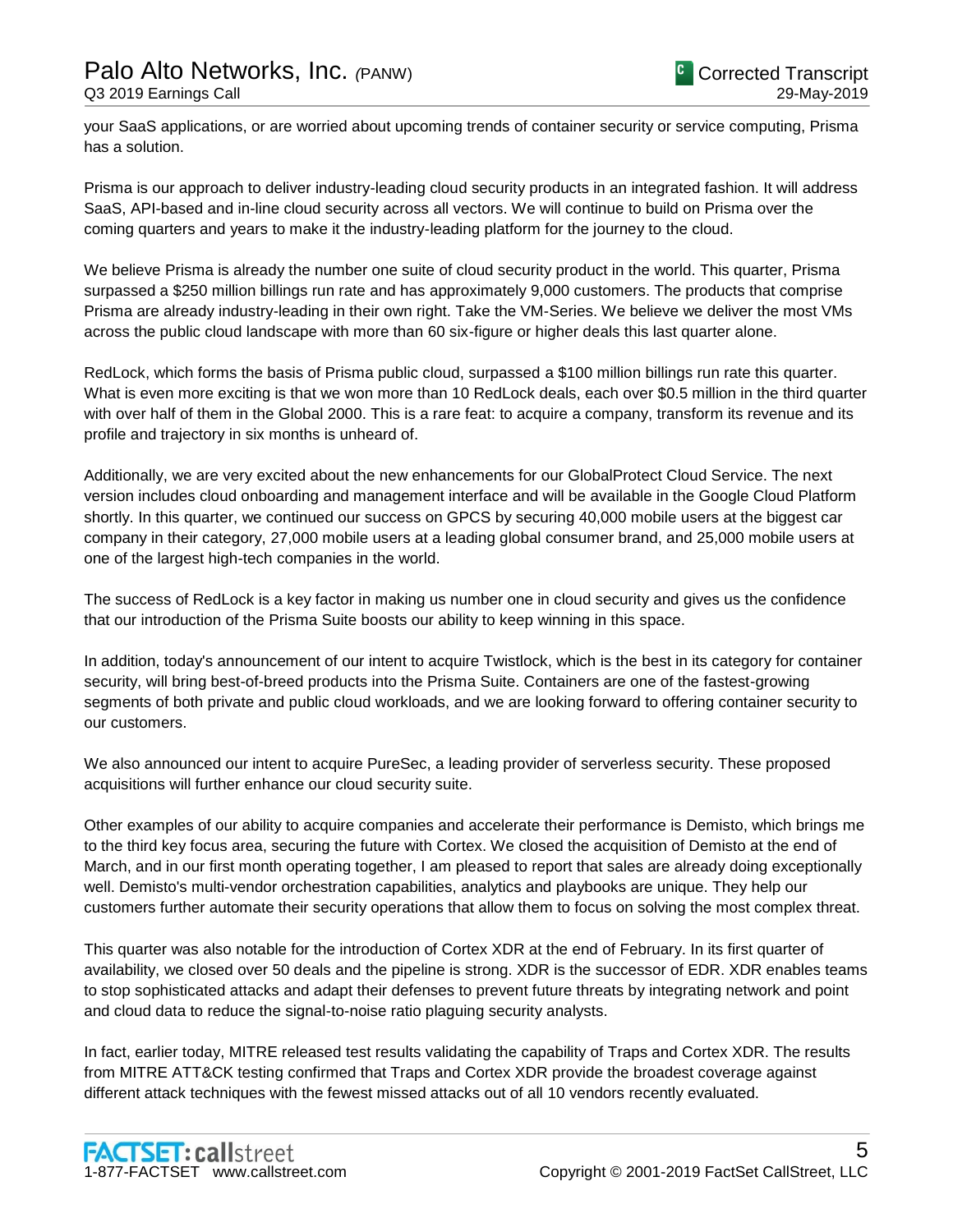your SaaS applications, or are worried about upcoming trends of container security or service computing, Prisma has a solution.

Prisma is our approach to deliver industry-leading cloud security products in an integrated fashion. It will address SaaS, API-based and in-line cloud security across all vectors. We will continue to build on Prisma over the coming quarters and years to make it the industry-leading platform for the journey to the cloud.

We believe Prisma is already the number one suite of cloud security product in the world. This quarter, Prisma surpassed a $250 million billings run rate and has approximately 9,000 customers. The products that comprise Prisma are already industry-leading in their own right. Take the VM-Series. We believe we deliver the most VMs across the public cloud landscape with more than 60 six-figure or higher deals this last quarter alone.

RedLock, which forms the basis of Prisma public cloud, surpassed a $100 million billings run rate this quarter. What is even more exciting is that we won more than 10 RedLock deals, each over $0.5 million in the third quarter with over half of them in the Global 2000. This is a rare feat: to acquire a company, transform its revenue and its profile and trajectory in six months is unheard of.

Additionally, we are very excited about the new enhancements for our GlobalProtect Cloud Service. The next version includes cloud onboarding and management interface and will be available in the Google Cloud Platform shortly. In this quarter, we continued our success on GPCS by securing 40,000 mobile users at the biggest car company in their category, 27,000 mobile users at a leading global consumer brand, and 25,000 mobile users at one of the largest high-tech companies in the world.

The success of RedLock is a key factor in making us number one in cloud security and gives us the confidence that our introduction of the Prisma Suite boosts our ability to keep winning in this space.

In addition, today's announcement of our intent to acquire Twistlock, which is the best in its category for container security, will bring best-of-breed products into the Prisma Suite. Containers are one of the fastest-growing segments of both private and public cloud workloads, and we are looking forward to offering container security to our customers.

We also announced our intent to acquire PureSec, a leading provider of serverless security. These proposed acquisitions will further enhance our cloud security suite.

Other examples of our ability to acquire companies and accelerate their performance is Demisto, which brings me to the third key focus area, securing the future with Cortex. We closed the acquisition of Demisto at the end of March, and in our first month operating together, I am pleased to report that sales are already doing exceptionally well. Demisto's multi-vendor orchestration capabilities, analytics and playbooks are unique. They help our customers further automate their security operations that allow them to focus on solving the most complex threat.

This quarter was also notable for the introduction of Cortex XDR at the end of February. In its first quarter of availability, we closed over 50 deals and the pipeline is strong. XDR is the successor of EDR. XDR enables teams to stop sophisticated attacks and adapt their defenses to prevent future threats by integrating network and point and cloud data to reduce the signal-to-noise ratio plaguing security analysts.

In fact, earlier today, MITRE released test results validating the capability of Traps and Cortex XDR. The results from MITRE ATT&CK testing confirmed that Traps and Cortex XDR provide the broadest coverage against different attack techniques with the fewest missed attacks out of all 10 vendors recently evaluated.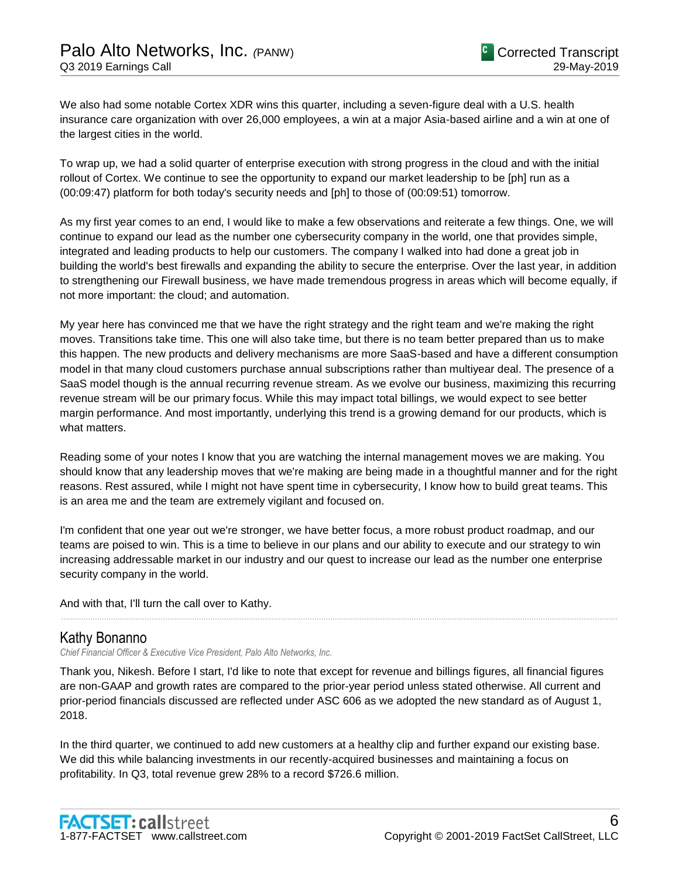We also had some notable Cortex XDR wins this quarter, including a seven-figure deal with a U.S. health insurance care organization with over 26,000 employees, a win at a major Asia-based airline and a win at one of the largest cities in the world.

To wrap up, we had a solid quarter of enterprise execution with strong progress in the cloud and with the initial rollout of Cortex. We continue to see the opportunity to expand our market leadership to be [ph] run as a (00:09:47) platform for both today's security needs and [ph] to those of (00:09:51) tomorrow.

As my first year comes to an end, I would like to make a few observations and reiterate a few things. One, we will continue to expand our lead as the number one cybersecurity company in the world, one that provides simple, integrated and leading products to help our customers. The company I walked into had done a great job in building the world's best firewalls and expanding the ability to secure the enterprise. Over the last year, in addition to strengthening our Firewall business, we have made tremendous progress in areas which will become equally, if not more important: the cloud; and automation.

My year here has convinced me that we have the right strategy and the right team and we're making the right moves. Transitions take time. This one will also take time, but there is no team better prepared than us to make this happen. The new products and delivery mechanisms are more SaaS-based and have a different consumption model in that many cloud customers purchase annual subscriptions rather than multiyear deal. The presence of a SaaS model though is the annual recurring revenue stream. As we evolve our business, maximizing this recurring revenue stream will be our primary focus. While this may impact total billings, we would expect to see better margin performance. And most importantly, underlying this trend is a growing demand for our products, which is what matters.

Reading some of your notes I know that you are watching the internal management moves we are making. You should know that any leadership moves that we're making are being made in a thoughtful manner and for the right reasons. Rest assured, while I might not have spent time in cybersecurity, I know how to build great teams. This is an area me and the team are extremely vigilant and focused on.

I'm confident that one year out we're stronger, we have better focus, a more robust product roadmap, and our teams are poised to win. This is a time to believe in our plans and our ability to execute and our strategy to win increasing addressable market in our industry and our quest to increase our lead as the number one enterprise security company in the world.

And with that, I'll turn the call over to Kathy.

---

## Kathy Bonanno

*Chief Financial Officer & Executive Vice President, Palo Alto Networks, Inc.*

Thank you, Nikesh. Before I start, I'd like to note that except for revenue and billings figures, all financial figures are non-GAAP and growth rates are compared to the prior-year period unless stated otherwise. All current and prior-period financials discussed are reflected under ASC 606 as we adopted the new standard as of August 1, 2018.

In the third quarter, we continued to add new customers at a healthy clip and further expand our existing base. We did this while balancing investments in our recently-acquired businesses and maintaining a focus on profitability. In Q3, total revenue grew 28% to a record $726.6 million.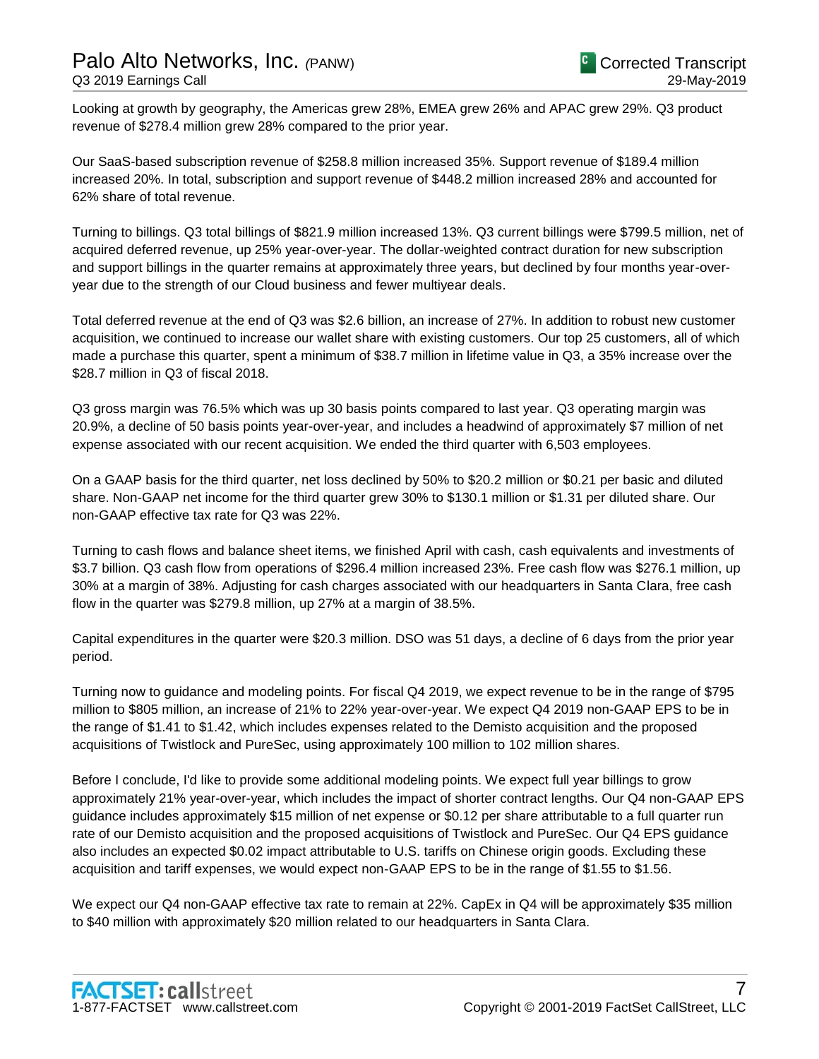Looking at growth by geography, the Americas grew 28%, EMEA grew 26% and APAC grew 29%. Q3 product revenue of $278.4 million grew 28% compared to the prior year.

Our SaaS-based subscription revenue of $258.8 million increased 35%. Support revenue of $189.4 million increased 20%. In total, subscription and support revenue of $448.2 million increased 28% and accounted for 62% share of total revenue.

Turning to billings. Q3 total billings of $821.9 million increased 13%. Q3 current billings were $799.5 million, net of acquired deferred revenue, up 25% year-over-year. The dollar-weighted contract duration for new subscription and support billings in the quarter remains at approximately three years, but declined by four months year-over-year due to the strength of our Cloud business and fewer multiyear deals.

Total deferred revenue at the end of Q3 was $2.6 billion, an increase of 27%. In addition to robust new customer acquisition, we continued to increase our wallet share with existing customers. Our top 25 customers, all of which made a purchase this quarter, spent a minimum of $38.7 million in lifetime value in Q3, a 35% increase over the $28.7 million in Q3 of fiscal 2018.

Q3 gross margin was 76.5% which was up 30 basis points compared to last year. Q3 operating margin was 20.9%, a decline of 50 basis points year-over-year, and includes a headwind of approximately $7 million of net expense associated with our recent acquisition. We ended the third quarter with 6,503 employees.

On a GAAP basis for the third quarter, net loss declined by 50% to $20.2 million or $0.21 per basic and diluted share. Non-GAAP net income for the third quarter grew 30% to $130.1 million or $1.31 per diluted share. Our non-GAAP effective tax rate for Q3 was 22%.

Turning to cash flows and balance sheet items, we finished April with cash, cash equivalents and investments of $3.7 billion. Q3 cash flow from operations of $296.4 million increased 23%. Free cash flow was $276.1 million, up 30% at a margin of 38%. Adjusting for cash charges associated with our headquarters in Santa Clara, free cash flow in the quarter was $279.8 million, up 27% at a margin of 38.5%.

Capital expenditures in the quarter were $20.3 million. DSO was 51 days, a decline of 6 days from the prior year period.

Turning now to guidance and modeling points. For fiscal Q4 2019, we expect revenue to be in the range of $795 million to $805 million, an increase of 21% to 22% year-over-year. We expect Q4 2019 non-GAAP EPS to be in the range of $1.41 to $1.42, which includes expenses related to the Demisto acquisition and the proposed acquisitions of Twistlock and PureSec, using approximately 100 million to 102 million shares.

Before I conclude, I'd like to provide some additional modeling points. We expect full year billings to grow approximately 21% year-over-year, which includes the impact of shorter contract lengths. Our Q4 non-GAAP EPS guidance includes approximately $15 million of net expense or $0.12 per share attributable to a full quarter run rate of our Demisto acquisition and the proposed acquisitions of Twistlock and PureSec. Our Q4 EPS guidance also includes an expected $0.02 impact attributable to U.S. tariffs on Chinese origin goods. Excluding these acquisition and tariff expenses, we would expect non-GAAP EPS to be in the range of $1.55 to $1.56.

We expect our Q4 non-GAAP effective tax rate to remain at 22%. CapEx in Q4 will be approximately $35 million to $40 million with approximately $20 million related to our headquarters in Santa Clara.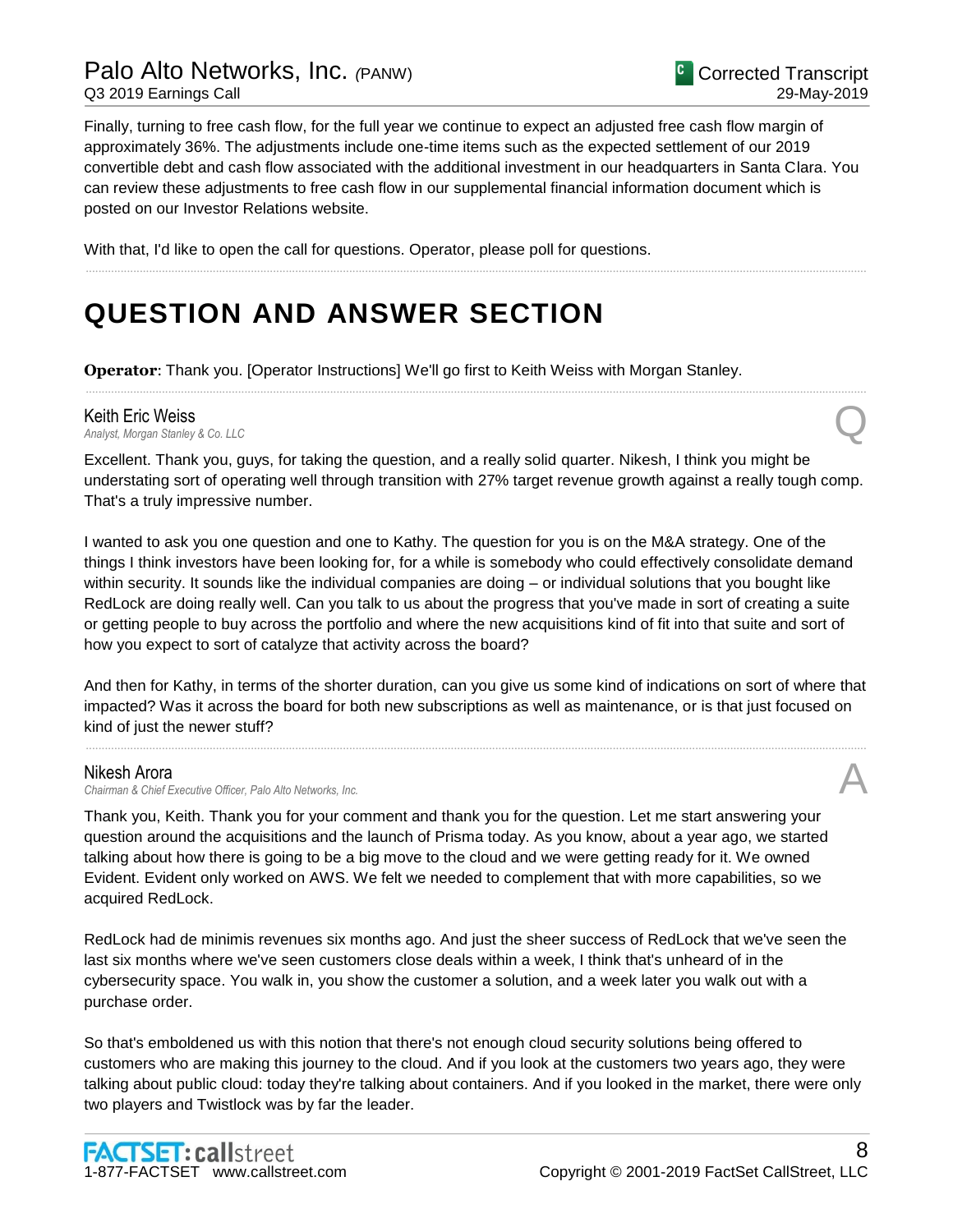Finally, turning to free cash flow, for the full year we continue to expect an adjusted free cash flow margin of approximately 36%. The adjustments include one-time items such as the expected settlement of our 2019 convertible debt and cash flow associated with the additional investment in our headquarters in Santa Clara. You can review these adjustments to free cash flow in our supplemental financial information document which is posted on our Investor Relations website.

With that, I'd like to open the call for questions. Operator, please poll for questions.

# QUESTION AND ANSWER SECTION

**Operator**: Thank you. [Operator Instructions] We'll go first to Keith Weiss with Morgan Stanley.

### Keith Eric Weiss
*Analyst, Morgan Stanley & Co. LLC*

**Q**

Excellent. Thank you, guys, for taking the question, and a really solid quarter. Nikesh, I think you might be understating sort of operating well through transition with 27% target revenue growth against a really tough comp. That's a truly impressive number.

I wanted to ask you one question and one to Kathy. The question for you is on the M&A strategy. One of the things I think investors have been looking for, for a while is somebody who could effectively consolidate demand within security. It sounds like the individual companies are doing – or individual solutions that you bought like RedLock are doing really well. Can you talk to us about the progress that you've made in sort of creating a suite or getting people to buy across the portfolio and where the new acquisitions kind of fit into that suite and sort of how you expect to sort of catalyze that activity across the board?

And then for Kathy, in terms of the shorter duration, can you give us some kind of indications on sort of where that impacted? Was it across the board for both new subscriptions as well as maintenance, or is that just focused on kind of just the newer stuff?

### Nikesh Arora
*Chairman & Chief Executive Officer, Palo Alto Networks, Inc.*

**A**

Thank you, Keith. Thank you for your comment and thank you for the question. Let me start answering your question around the acquisitions and the launch of Prisma today. As you know, about a year ago, we started talking about how there is going to be a big move to the cloud and we were getting ready for it. We owned Evident. Evident only worked on AWS. We felt we needed to complement that with more capabilities, so we acquired RedLock.

RedLock had de minimis revenues six months ago. And just the sheer success of RedLock that we've seen the last six months where we've seen customers close deals within a week, I think that's unheard of in the cybersecurity space. You walk in, you show the customer a solution, and a week later you walk out with a purchase order.

So that's emboldened us with this notion that there's not enough cloud security solutions being offered to customers who are making this journey to the cloud. And if you look at the customers two years ago, they were talking about public cloud: today they're talking about containers. And if you looked in the market, there were only two players and Twistlock was by far the leader.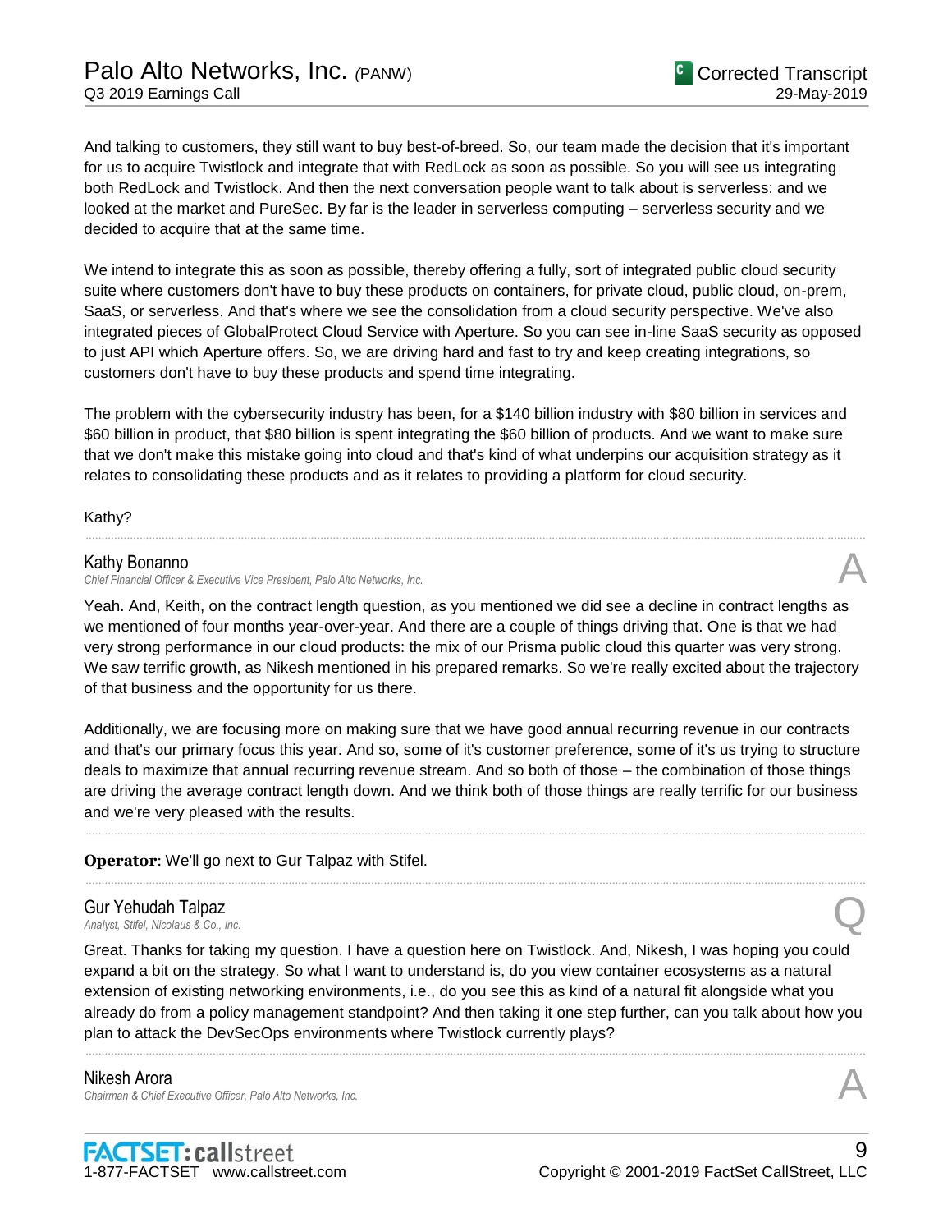And talking to customers, they still want to buy best-of-breed. So, our team made the decision that it's important for us to acquire Twistlock and integrate that with RedLock as soon as possible. So you will see us integrating both RedLock and Twistlock. And then the next conversation people want to talk about is serverless: and we looked at the market and PureSec. By far is the leader in serverless computing – serverless security and we decided to acquire that at the same time.

We intend to integrate this as soon as possible, thereby offering a fully, sort of integrated public cloud security suite where customers don't have to buy these products on containers, for private cloud, public cloud, on-prem, SaaS, or serverless. And that's where we see the consolidation from a cloud security perspective. We've also integrated pieces of GlobalProtect Cloud Service with Aperture. So you can see in-line SaaS security as opposed to just API which Aperture offers. So, we are driving hard and fast to try and keep creating integrations, so customers don't have to buy these products and spend time integrating.

The problem with the cybersecurity industry has been, for a $140 billion industry with $80 billion in services and $60 billion in product, that $80 billion is spent integrating the $60 billion of products. And we want to make sure that we don't make this mistake going into cloud and that's kind of what underpins our acquisition strategy as it relates to consolidating these products and as it relates to providing a platform for cloud security.

Kathy?

---

**Kathy Bonanno** — A
*Chief Financial Officer & Executive Vice President, Palo Alto Networks, Inc.*

Yeah. And, Keith, on the contract length question, as you mentioned we did see a decline in contract lengths as we mentioned of four months year-over-year. And there are a couple of things driving that. One is that we had very strong performance in our cloud products: the mix of our Prisma public cloud this quarter was very strong. We saw terrific growth, as Nikesh mentioned in his prepared remarks. So we're really excited about the trajectory of that business and the opportunity for us there.

Additionally, we are focusing more on making sure that we have good annual recurring revenue in our contracts and that's our primary focus this year. And so, some of it's customer preference, some of it's us trying to structure deals to maximize that annual recurring revenue stream. And so both of those – the combination of those things are driving the average contract length down. And we think both of those things are really terrific for our business and we're very pleased with the results.

---

**Operator**: We'll go next to Gur Talpaz with Stifel.

---

**Gur Yehudah Talpaz** — Q
*Analyst, Stifel, Nicolaus & Co., Inc.*

Great. Thanks for taking my question. I have a question here on Twistlock. And, Nikesh, I was hoping you could expand a bit on the strategy. So what I want to understand is, do you view container ecosystems as a natural extension of existing networking environments, i.e., do you see this as kind of a natural fit alongside what you already do from a policy management standpoint? And then taking it one step further, can you talk about how you plan to attack the DevSecOps environments where Twistlock currently plays?

---

**Nikesh Arora** — A
*Chairman & Chief Executive Officer, Palo Alto Networks, Inc.*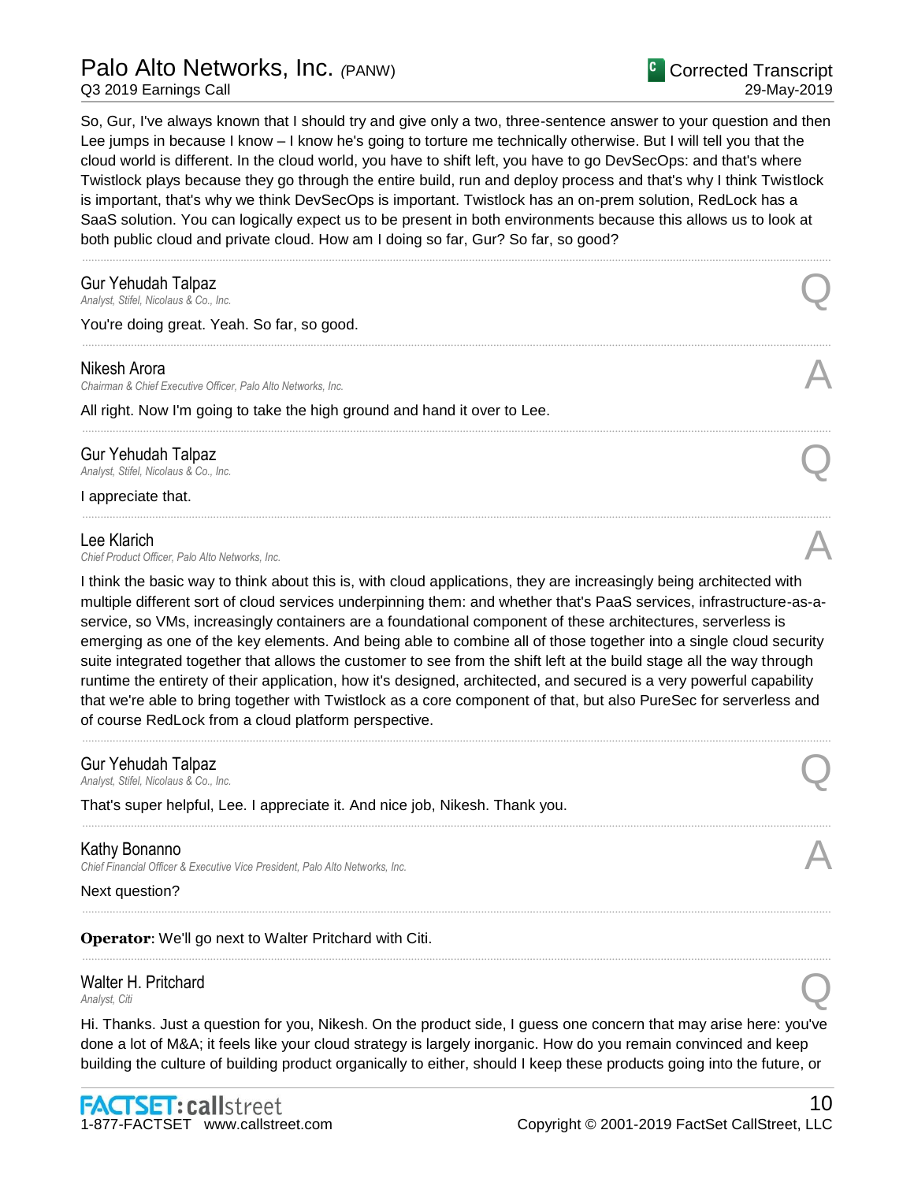So, Gur, I've always known that I should try and give only a two, three-sentence answer to your question and then Lee jumps in because I know – I know he's going to torture me technically otherwise. But I will tell you that the cloud world is different. In the cloud world, you have to shift left, you have to go DevSecOps: and that's where Twistlock plays because they go through the entire build, run and deploy process and that's why I think Twistlock is important, that's why we think DevSecOps is important. Twistlock has an on-prem solution, RedLock has a SaaS solution. You can logically expect us to be present in both environments because this allows us to look at both public cloud and private cloud. How am I doing so far, Gur? So far, so good?

---

**Gur Yehudah Talpaz**
*Analyst, Stifel, Nicolaus & Co., Inc.* — Q

You're doing great. Yeah. So far, so good.

---

**Nikesh Arora**
*Chairman & Chief Executive Officer, Palo Alto Networks, Inc.* — A

All right. Now I'm going to take the high ground and hand it over to Lee.

---

**Gur Yehudah Talpaz**
*Analyst, Stifel, Nicolaus & Co., Inc.* — Q

I appreciate that.

---

**Lee Klarich**
*Chief Product Officer, Palo Alto Networks, Inc.* — A

I think the basic way to think about this is, with cloud applications, they are increasingly being architected with multiple different sort of cloud services underpinning them: and whether that's PaaS services, infrastructure-as-a-service, so VMs, increasingly containers are a foundational component of these architectures, serverless is emerging as one of the key elements. And being able to combine all of those together into a single cloud security suite integrated together that allows the customer to see from the shift left at the build stage all the way through runtime the entirety of their application, how it's designed, architected, and secured is a very powerful capability that we're able to bring together with Twistlock as a core component of that, but also PureSec for serverless and of course RedLock from a cloud platform perspective.

---

**Gur Yehudah Talpaz**
*Analyst, Stifel, Nicolaus & Co., Inc.* — Q

That's super helpful, Lee. I appreciate it. And nice job, Nikesh. Thank you.

---

**Kathy Bonanno**
*Chief Financial Officer & Executive Vice President, Palo Alto Networks, Inc.* — A

Next question?

---

**Operator**: We'll go next to Walter Pritchard with Citi.

---

**Walter H. Pritchard**
*Analyst, Citi* — Q

Hi. Thanks. Just a question for you, Nikesh. On the product side, I guess one concern that may arise here: you've done a lot of M&A; it feels like your cloud strategy is largely inorganic. How do you remain convinced and keep building the culture of building product organically to either, should I keep these products going into the future, or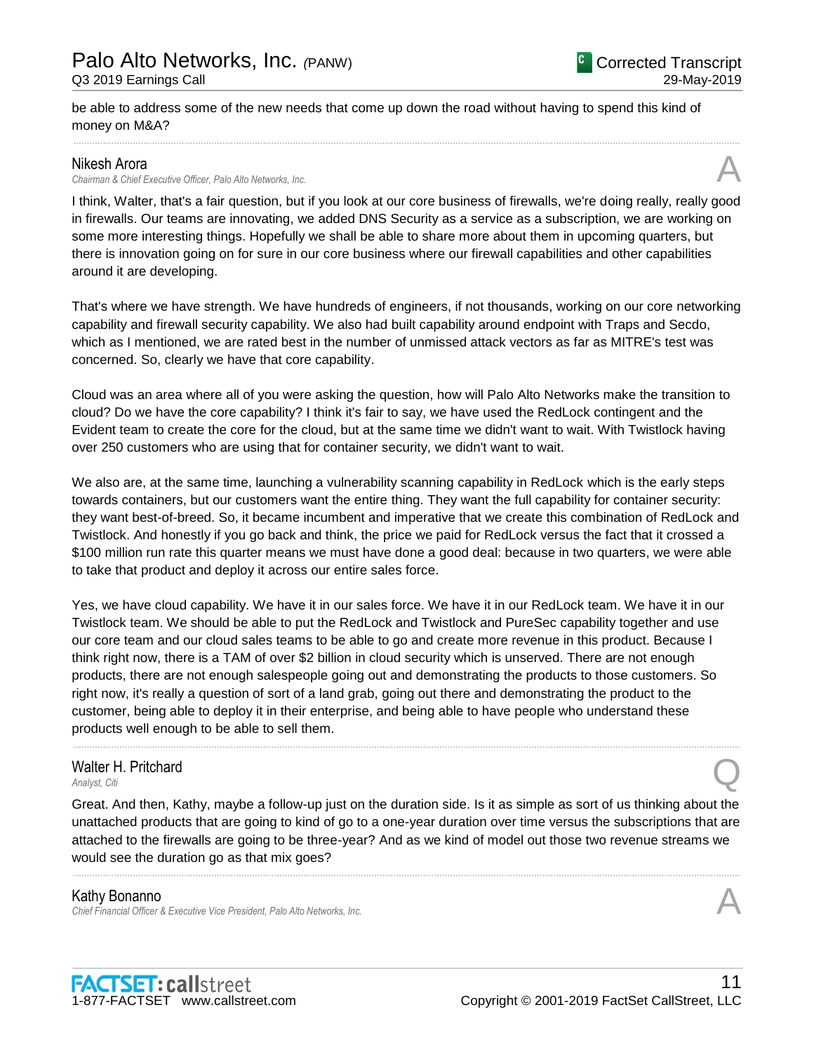be able to address some of the new needs that come up down the road without having to spend this kind of money on M&A?

---

**Nikesh Arora**
*Chairman & Chief Executive Officer, Palo Alto Networks, Inc.*

**A**

I think, Walter, that's a fair question, but if you look at our core business of firewalls, we're doing really, really good in firewalls. Our teams are innovating, we added DNS Security as a service as a subscription, we are working on some more interesting things. Hopefully we shall be able to share more about them in upcoming quarters, but there is innovation going on for sure in our core business where our firewall capabilities and other capabilities around it are developing.

That's where we have strength. We have hundreds of engineers, if not thousands, working on our core networking capability and firewall security capability. We also had built capability around endpoint with Traps and Secdo, which as I mentioned, we are rated best in the number of unmissed attack vectors as far as MITRE's test was concerned. So, clearly we have that core capability.

Cloud was an area where all of you were asking the question, how will Palo Alto Networks make the transition to cloud? Do we have the core capability? I think it's fair to say, we have used the RedLock contingent and the Evident team to create the core for the cloud, but at the same time we didn't want to wait. With Twistlock having over 250 customers who are using that for container security, we didn't want to wait.

We also are, at the same time, launching a vulnerability scanning capability in RedLock which is the early steps towards containers, but our customers want the entire thing. They want the full capability for container security: they want best-of-breed. So, it became incumbent and imperative that we create this combination of RedLock and Twistlock. And honestly if you go back and think, the price we paid for RedLock versus the fact that it crossed a $100 million run rate this quarter means we must have done a good deal: because in two quarters, we were able to take that product and deploy it across our entire sales force.

Yes, we have cloud capability. We have it in our sales force. We have it in our RedLock team. We have it in our Twistlock team. We should be able to put the RedLock and Twistlock and PureSec capability together and use our core team and our cloud sales teams to be able to go and create more revenue in this product. Because I think right now, there is a TAM of over $2 billion in cloud security which is unserved. There are not enough products, there are not enough salespeople going out and demonstrating the products to those customers. So right now, it's really a question of sort of a land grab, going out there and demonstrating the product to the customer, being able to deploy it in their enterprise, and being able to have people who understand these products well enough to be able to sell them.

---

**Walter H. Pritchard**
*Analyst, Citi*

**Q**

Great. And then, Kathy, maybe a follow-up just on the duration side. Is it as simple as sort of us thinking about the unattached products that are going to kind of go to a one-year duration over time versus the subscriptions that are attached to the firewalls are going to be three-year? And as we kind of model out those two revenue streams we would see the duration go as that mix goes?

---

**Kathy Bonanno**
*Chief Financial Officer & Executive Vice President, Palo Alto Networks, Inc.*

**A**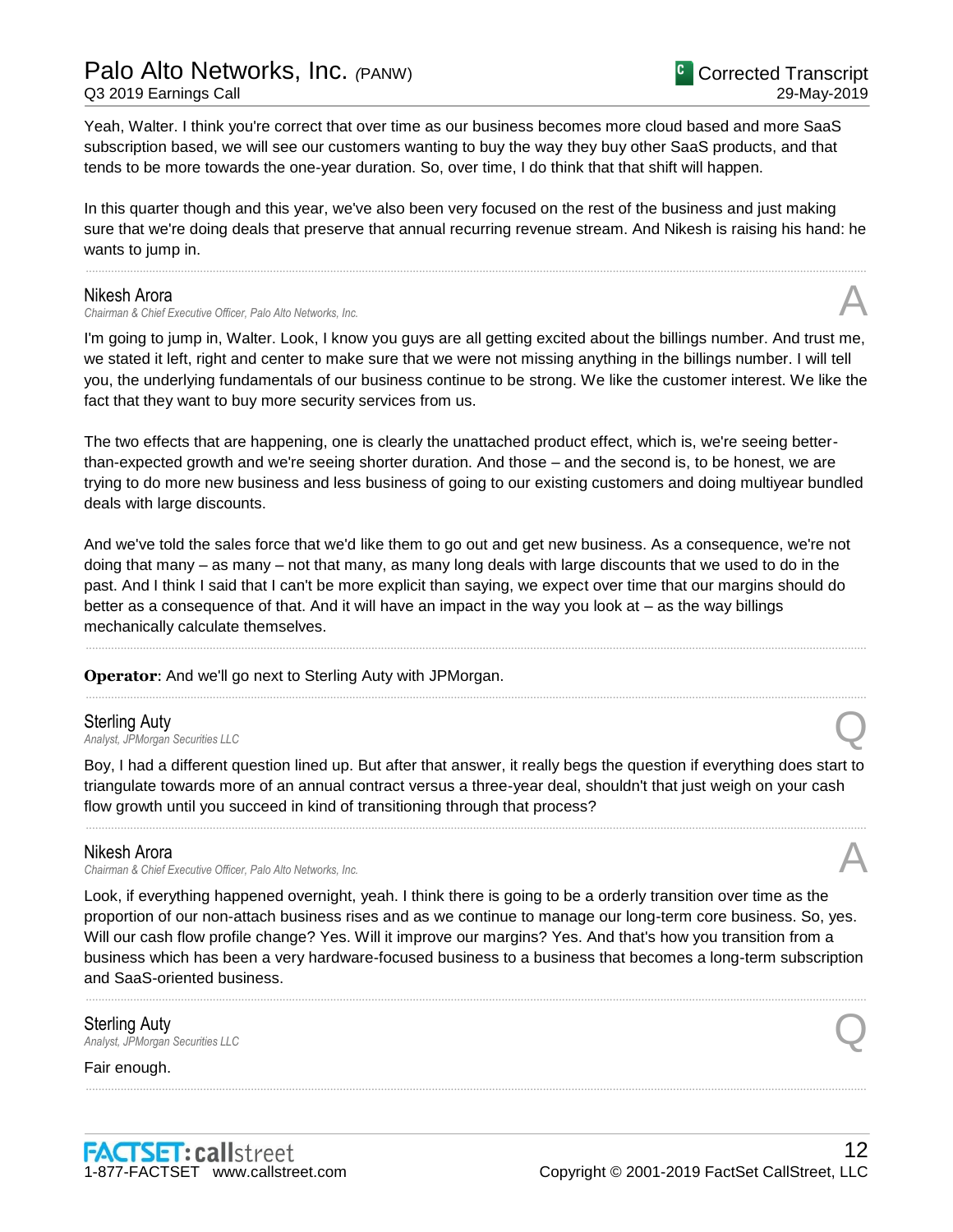Yeah, Walter. I think you're correct that over time as our business becomes more cloud based and more SaaS subscription based, we will see our customers wanting to buy the way they buy other SaaS products, and that tends to be more towards the one-year duration. So, over time, I do think that that shift will happen.

In this quarter though and this year, we've also been very focused on the rest of the business and just making sure that we're doing deals that preserve that annual recurring revenue stream. And Nikesh is raising his hand: he wants to jump in.

---

**Nikesh Arora**
*Chairman & Chief Executive Officer, Palo Alto Networks, Inc.* **A**

I'm going to jump in, Walter. Look, I know you guys are all getting excited about the billings number. And trust me, we stated it left, right and center to make sure that we were not missing anything in the billings number. I will tell you, the underlying fundamentals of our business continue to be strong. We like the customer interest. We like the fact that they want to buy more security services from us.

The two effects that are happening, one is clearly the unattached product effect, which is, we're seeing better-than-expected growth and we're seeing shorter duration. And those – and the second is, to be honest, we are trying to do more new business and less business of going to our existing customers and doing multiyear bundled deals with large discounts.

And we've told the sales force that we'd like them to go out and get new business. As a consequence, we're not doing that many – as many – not that many, as many long deals with large discounts that we used to do in the past. And I think I said that I can't be more explicit than saying, we expect over time that our margins should do better as a consequence of that. And it will have an impact in the way you look at – as the way billings mechanically calculate themselves.

---

**Operator**: And we'll go next to Sterling Auty with JPMorgan.

---

**Sterling Auty**
*Analyst, JPMorgan Securities LLC* **Q**

Boy, I had a different question lined up. But after that answer, it really begs the question if everything does start to triangulate towards more of an annual contract versus a three-year deal, shouldn't that just weigh on your cash flow growth until you succeed in kind of transitioning through that process?

---

**Nikesh Arora**
*Chairman & Chief Executive Officer, Palo Alto Networks, Inc.* **A**

Look, if everything happened overnight, yeah. I think there is going to be a orderly transition over time as the proportion of our non-attach business rises and as we continue to manage our long-term core business. So, yes. Will our cash flow profile change? Yes. Will it improve our margins? Yes. And that's how you transition from a business which has been a very hardware-focused business to a business that becomes a long-term subscription and SaaS-oriented business.

---

**Sterling Auty**
*Analyst, JPMorgan Securities LLC* **Q**

Fair enough.

---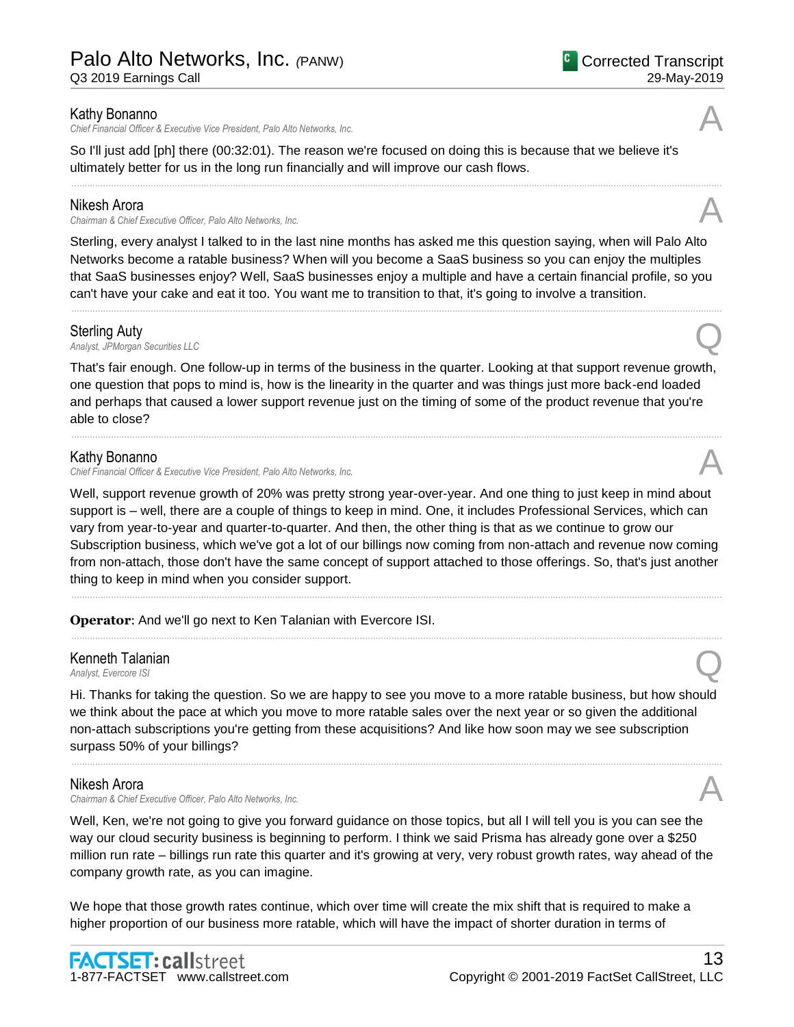**Kathy Bonanno**
*Chief Financial Officer & Executive Vice President, Palo Alto Networks, Inc.*

A

So I'll just add [ph] there (00:32:01). The reason we're focused on doing this is because that we believe it's ultimately better for us in the long run financially and will improve our cash flows.

---

**Nikesh Arora**
*Chairman & Chief Executive Officer, Palo Alto Networks, Inc.*

A

Sterling, every analyst I talked to in the last nine months has asked me this question saying, when will Palo Alto Networks become a ratable business? When will you become a SaaS business so you can enjoy the multiples that SaaS businesses enjoy? Well, SaaS businesses enjoy a multiple and have a certain financial profile, so you can't have your cake and eat it too. You want me to transition to that, it's going to involve a transition.

---

**Sterling Auty**
*Analyst, JPMorgan Securities LLC*

Q

That's fair enough. One follow-up in terms of the business in the quarter. Looking at that support revenue growth, one question that pops to mind is, how is the linearity in the quarter and was things just more back-end loaded and perhaps that caused a lower support revenue just on the timing of some of the product revenue that you're able to close?

---

**Kathy Bonanno**
*Chief Financial Officer & Executive Vice President, Palo Alto Networks, Inc.*

A

Well, support revenue growth of 20% was pretty strong year-over-year. And one thing to just keep in mind about support is – well, there are a couple of things to keep in mind. One, it includes Professional Services, which can vary from year-to-year and quarter-to-quarter. And then, the other thing is that as we continue to grow our Subscription business, which we've got a lot of our billings now coming from non-attach and revenue now coming from non-attach, those don't have the same concept of support attached to those offerings. So, that's just another thing to keep in mind when you consider support.

---

**Operator**: And we'll go next to Ken Talanian with Evercore ISI.

---

**Kenneth Talanian**
*Analyst, Evercore ISI*

Q

Hi. Thanks for taking the question. So we are happy to see you move to a more ratable business, but how should we think about the pace at which you move to more ratable sales over the next year or so given the additional non-attach subscriptions you're getting from these acquisitions? And like how soon may we see subscription surpass 50% of your billings?

---

**Nikesh Arora**
*Chairman & Chief Executive Officer, Palo Alto Networks, Inc.*

A

Well, Ken, we're not going to give you forward guidance on those topics, but all I will tell you is you can see the way our cloud security business is beginning to perform. I think we said Prisma has already gone over a $250 million run rate – billings run rate this quarter and it's growing at very, very robust growth rates, way ahead of the company growth rate, as you can imagine.

We hope that those growth rates continue, which over time will create the mix shift that is required to make a higher proportion of our business more ratable, which will have the impact of shorter duration in terms of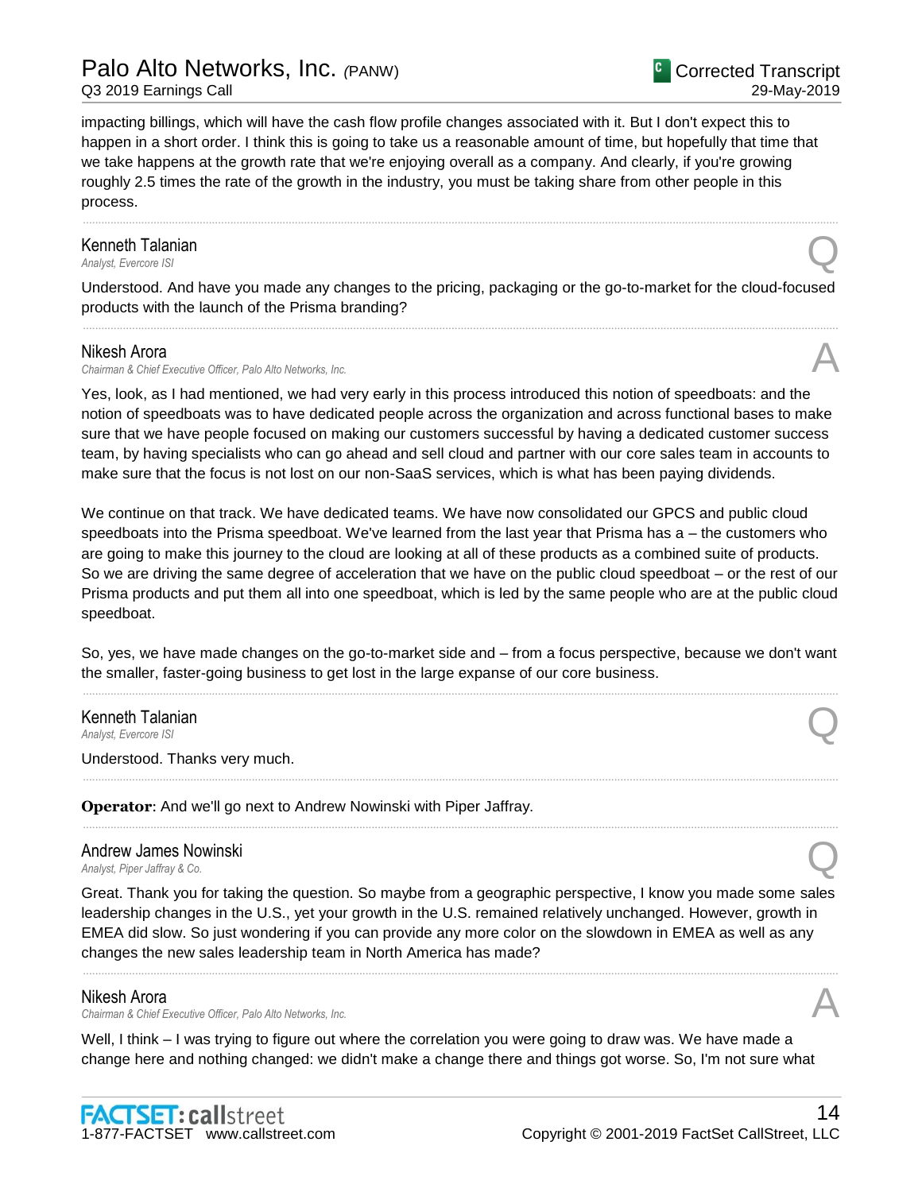impacting billings, which will have the cash flow profile changes associated with it. But I don't expect this to happen in a short order. I think this is going to take us a reasonable amount of time, but hopefully that time that we take happens at the growth rate that we're enjoying overall as a company. And clearly, if you're growing roughly 2.5 times the rate of the growth in the industry, you must be taking share from other people in this process.

---

**Kenneth Talanian**
*Analyst, Evercore ISI*

**Q**

Understood. And have you made any changes to the pricing, packaging or the go-to-market for the cloud-focused products with the launch of the Prisma branding?

---

**Nikesh Arora**
*Chairman & Chief Executive Officer, Palo Alto Networks, Inc.*

**A**

Yes, look, as I had mentioned, we had very early in this process introduced this notion of speedboats: and the notion of speedboats was to have dedicated people across the organization and across functional bases to make sure that we have people focused on making our customers successful by having a dedicated customer success team, by having specialists who can go ahead and sell cloud and partner with our core sales team in accounts to make sure that the focus is not lost on our non-SaaS services, which is what has been paying dividends.

We continue on that track. We have dedicated teams. We have now consolidated our GPCS and public cloud speedboats into the Prisma speedboat. We've learned from the last year that Prisma has a – the customers who are going to make this journey to the cloud are looking at all of these products as a combined suite of products. So we are driving the same degree of acceleration that we have on the public cloud speedboat – or the rest of our Prisma products and put them all into one speedboat, which is led by the same people who are at the public cloud speedboat.

So, yes, we have made changes on the go-to-market side and – from a focus perspective, because we don't want the smaller, faster-going business to get lost in the large expanse of our core business.

---

**Kenneth Talanian**
*Analyst, Evercore ISI*

**Q**

Understood. Thanks very much.

---

**Operator**: And we'll go next to Andrew Nowinski with Piper Jaffray.

---

**Andrew James Nowinski**
*Analyst, Piper Jaffray & Co.*

**Q**

Great. Thank you for taking the question. So maybe from a geographic perspective, I know you made some sales leadership changes in the U.S., yet your growth in the U.S. remained relatively unchanged. However, growth in EMEA did slow. So just wondering if you can provide any more color on the slowdown in EMEA as well as any changes the new sales leadership team in North America has made?

---

**Nikesh Arora**
*Chairman & Chief Executive Officer, Palo Alto Networks, Inc.*

**A**

Well, I think – I was trying to figure out where the correlation you were going to draw was. We have made a change here and nothing changed: we didn't make a change there and things got worse. So, I'm not sure what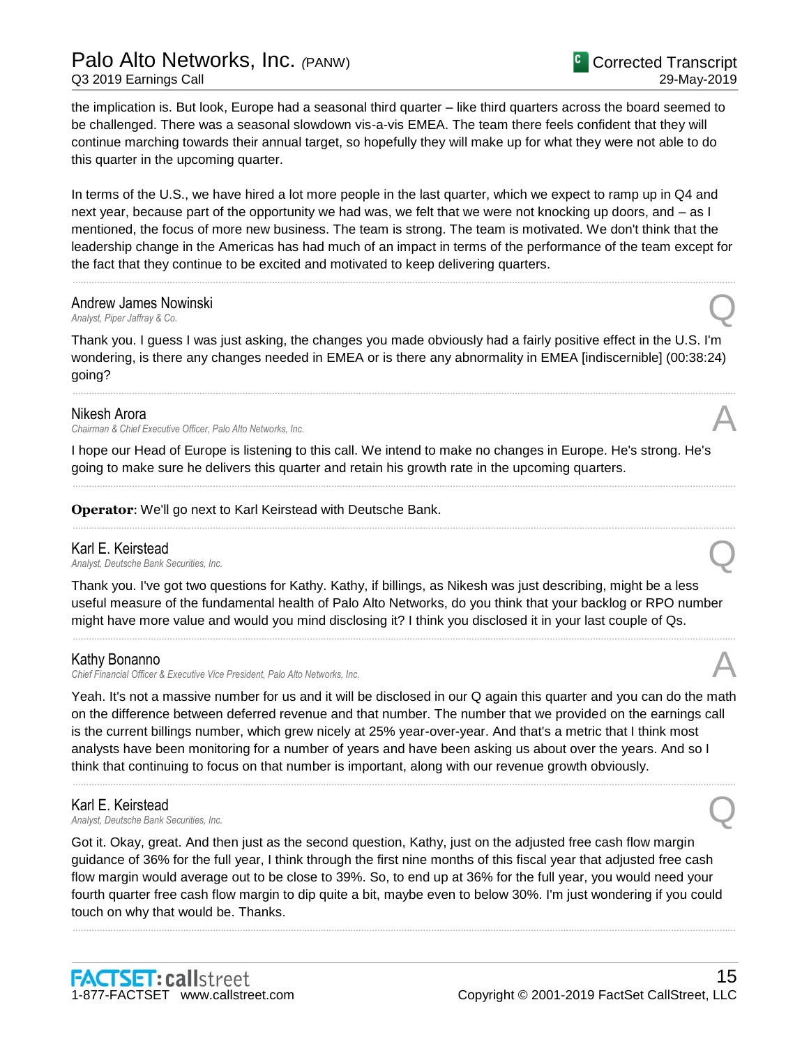the implication is. But look, Europe had a seasonal third quarter – like third quarters across the board seemed to be challenged. There was a seasonal slowdown vis-a-vis EMEA. The team there feels confident that they will continue marching towards their annual target, so hopefully they will make up for what they were not able to do this quarter in the upcoming quarter.

In terms of the U.S., we have hired a lot more people in the last quarter, which we expect to ramp up in Q4 and next year, because part of the opportunity we had was, we felt that we were not knocking up doors, and – as I mentioned, the focus of more new business. The team is strong. The team is motivated. We don't think that the leadership change in the Americas has had much of an impact in terms of the performance of the team except for the fact that they continue to be excited and motivated to keep delivering quarters.

---

**Andrew James Nowinski** — Q
*Analyst, Piper Jaffray & Co.*

Thank you. I guess I was just asking, the changes you made obviously had a fairly positive effect in the U.S. I'm wondering, is there any changes needed in EMEA or is there any abnormality in EMEA [indiscernible] (00:38:24) going?

---

**Nikesh Arora** — A
*Chairman & Chief Executive Officer, Palo Alto Networks, Inc.*

I hope our Head of Europe is listening to this call. We intend to make no changes in Europe. He's strong. He's going to make sure he delivers this quarter and retain his growth rate in the upcoming quarters.

---

**Operator**: We'll go next to Karl Keirstead with Deutsche Bank.

---

**Karl E. Keirstead** — Q
*Analyst, Deutsche Bank Securities, Inc.*

Thank you. I've got two questions for Kathy. Kathy, if billings, as Nikesh was just describing, might be a less useful measure of the fundamental health of Palo Alto Networks, do you think that your backlog or RPO number might have more value and would you mind disclosing it? I think you disclosed it in your last couple of Qs.

---

**Kathy Bonanno** — A
*Chief Financial Officer & Executive Vice President, Palo Alto Networks, Inc.*

Yeah. It's not a massive number for us and it will be disclosed in our Q again this quarter and you can do the math on the difference between deferred revenue and that number. The number that we provided on the earnings call is the current billings number, which grew nicely at 25% year-over-year. And that's a metric that I think most analysts have been monitoring for a number of years and have been asking us about over the years. And so I think that continuing to focus on that number is important, along with our revenue growth obviously.

---

**Karl E. Keirstead** — Q
*Analyst, Deutsche Bank Securities, Inc.*

Got it. Okay, great. And then just as the second question, Kathy, just on the adjusted free cash flow margin guidance of 36% for the full year, I think through the first nine months of this fiscal year that adjusted free cash flow margin would average out to be close to 39%. So, to end up at 36% for the full year, you would need your fourth quarter free cash flow margin to dip quite a bit, maybe even to below 30%. I'm just wondering if you could touch on why that would be. Thanks.

---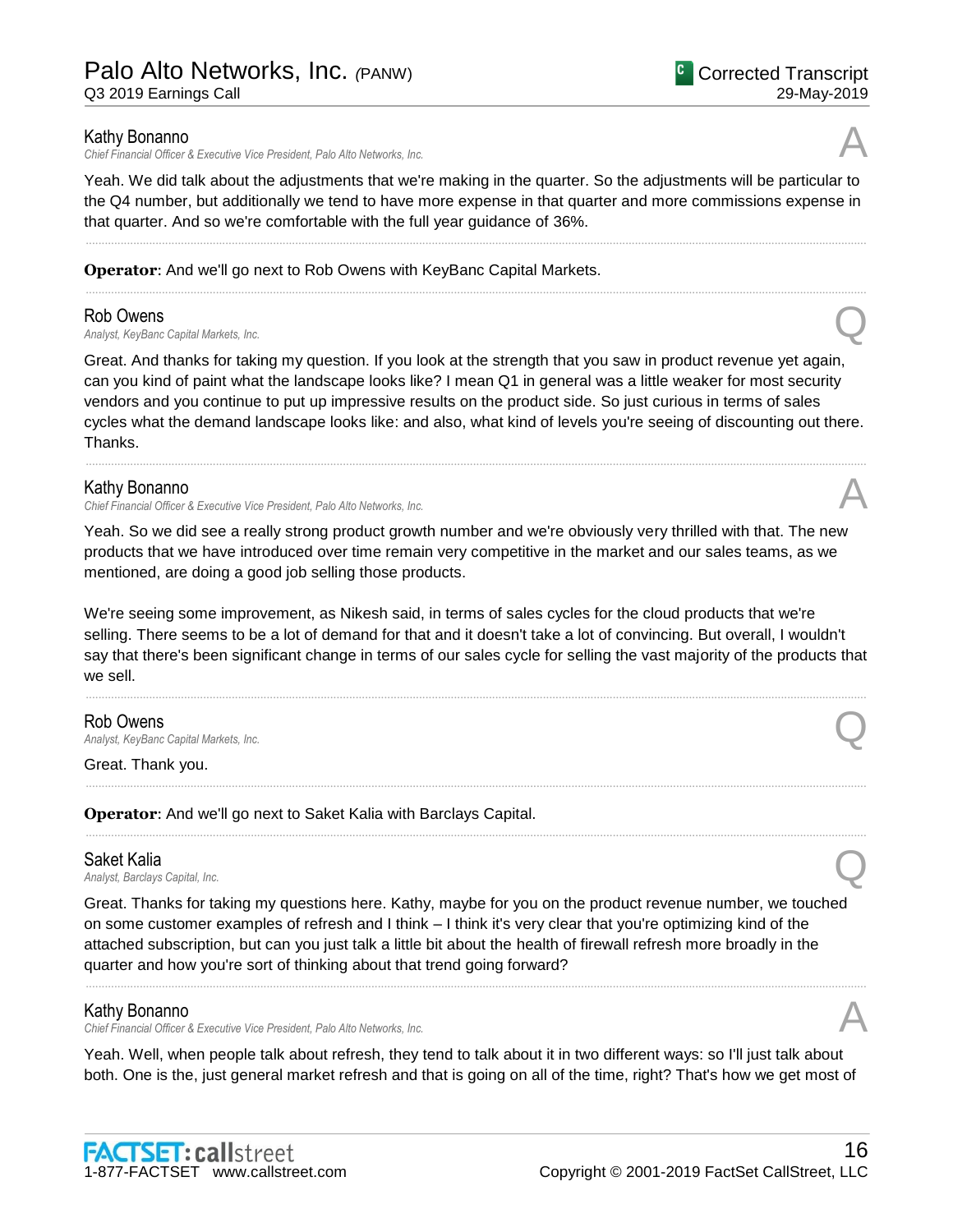**Kathy Bonanno**
*Chief Financial Officer & Executive Vice President, Palo Alto Networks, Inc.*

A

Yeah. We did talk about the adjustments that we're making in the quarter. So the adjustments will be particular to the Q4 number, but additionally we tend to have more expense in that quarter and more commissions expense in that quarter. And so we're comfortable with the full year guidance of 36%.

---

**Operator**: And we'll go next to Rob Owens with KeyBanc Capital Markets.

---

**Rob Owens**
*Analyst, KeyBanc Capital Markets, Inc.*

Q

Great. And thanks for taking my question. If you look at the strength that you saw in product revenue yet again, can you kind of paint what the landscape looks like? I mean Q1 in general was a little weaker for most security vendors and you continue to put up impressive results on the product side. So just curious in terms of sales cycles what the demand landscape looks like: and also, what kind of levels you're seeing of discounting out there. Thanks.

---

**Kathy Bonanno**
*Chief Financial Officer & Executive Vice President, Palo Alto Networks, Inc.*

A

Yeah. So we did see a really strong product growth number and we're obviously very thrilled with that. The new products that we have introduced over time remain very competitive in the market and our sales teams, as we mentioned, are doing a good job selling those products.

We're seeing some improvement, as Nikesh said, in terms of sales cycles for the cloud products that we're selling. There seems to be a lot of demand for that and it doesn't take a lot of convincing. But overall, I wouldn't say that there's been significant change in terms of our sales cycle for selling the vast majority of the products that we sell.

---

**Rob Owens**
*Analyst, KeyBanc Capital Markets, Inc.*

Q

Great. Thank you.

---

**Operator**: And we'll go next to Saket Kalia with Barclays Capital.

---

**Saket Kalia**
*Analyst, Barclays Capital, Inc.*

Q

Great. Thanks for taking my questions here. Kathy, maybe for you on the product revenue number, we touched on some customer examples of refresh and I think – I think it's very clear that you're optimizing kind of the attached subscription, but can you just talk a little bit about the health of firewall refresh more broadly in the quarter and how you're sort of thinking about that trend going forward?

---

**Kathy Bonanno**
*Chief Financial Officer & Executive Vice President, Palo Alto Networks, Inc.*

A

Yeah. Well, when people talk about refresh, they tend to talk about it in two different ways: so I'll just talk about both. One is the, just general market refresh and that is going on all of the time, right? That's how we get most of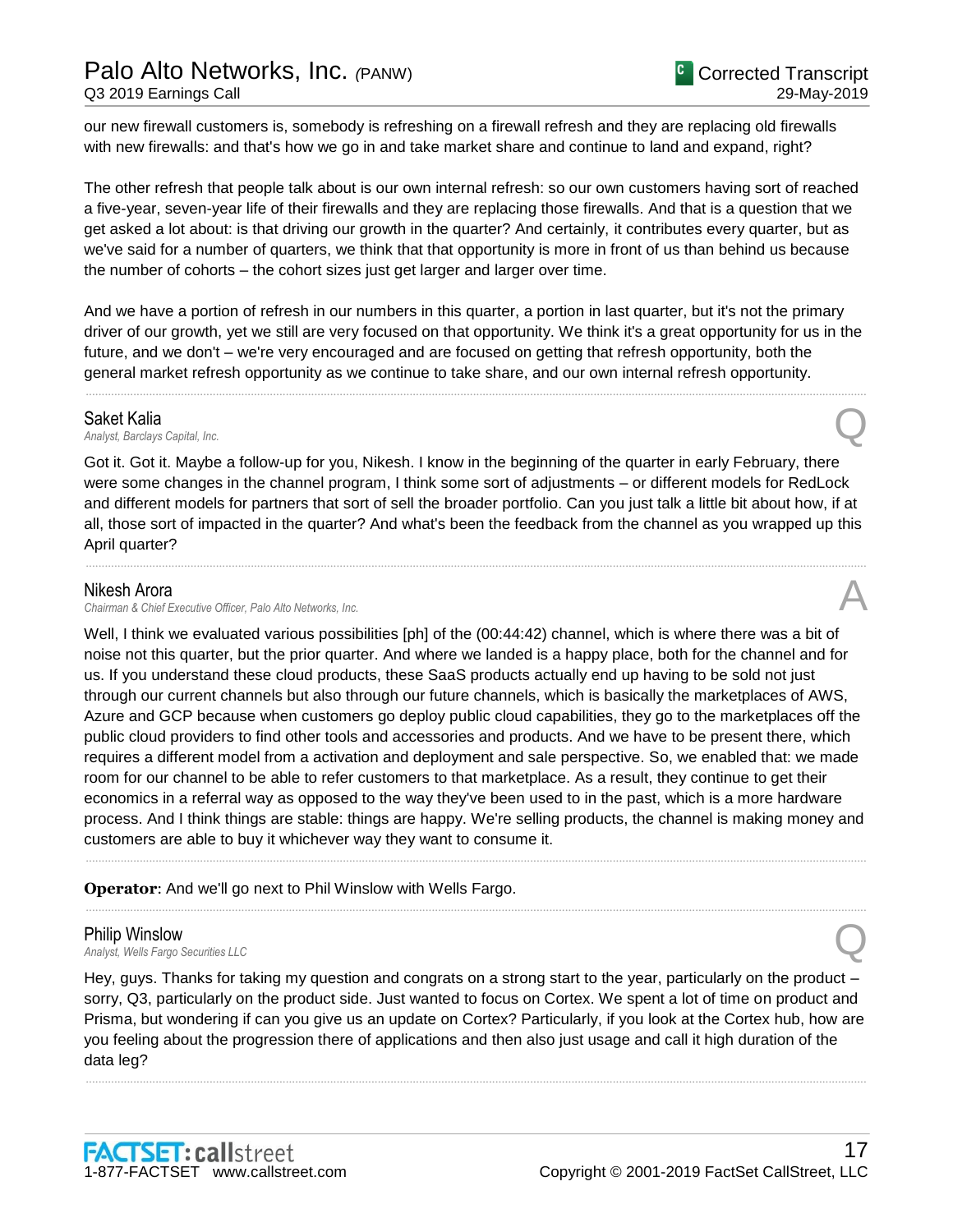our new firewall customers is, somebody is refreshing on a firewall refresh and they are replacing old firewalls with new firewalls: and that's how we go in and take market share and continue to land and expand, right?

The other refresh that people talk about is our own internal refresh: so our own customers having sort of reached a five-year, seven-year life of their firewalls and they are replacing those firewalls. And that is a question that we get asked a lot about: is that driving our growth in the quarter? And certainly, it contributes every quarter, but as we've said for a number of quarters, we think that that opportunity is more in front of us than behind us because the number of cohorts – the cohort sizes just get larger and larger over time.

And we have a portion of refresh in our numbers in this quarter, a portion in last quarter, but it's not the primary driver of our growth, yet we still are very focused on that opportunity. We think it's a great opportunity for us in the future, and we don't – we're very encouraged and are focused on getting that refresh opportunity, both the general market refresh opportunity as we continue to take share, and our own internal refresh opportunity.

---

**Saket Kalia**
*Analyst, Barclays Capital, Inc.* **Q**

Got it. Got it. Maybe a follow-up for you, Nikesh. I know in the beginning of the quarter in early February, there were some changes in the channel program, I think some sort of adjustments – or different models for RedLock and different models for partners that sort of sell the broader portfolio. Can you just talk a little bit about how, if at all, those sort of impacted in the quarter? And what's been the feedback from the channel as you wrapped up this April quarter?

---

**Nikesh Arora**
*Chairman & Chief Executive Officer, Palo Alto Networks, Inc.* **A**

Well, I think we evaluated various possibilities [ph] of the (00:44:42) channel, which is where there was a bit of noise not this quarter, but the prior quarter. And where we landed is a happy place, both for the channel and for us. If you understand these cloud products, these SaaS products actually end up having to be sold not just through our current channels but also through our future channels, which is basically the marketplaces of AWS, Azure and GCP because when customers go deploy public cloud capabilities, they go to the marketplaces off the public cloud providers to find other tools and accessories and products. And we have to be present there, which requires a different model from a activation and deployment and sale perspective. So, we enabled that: we made room for our channel to be able to refer customers to that marketplace. As a result, they continue to get their economics in a referral way as opposed to the way they've been used to in the past, which is a more hardware process. And I think things are stable: things are happy. We're selling products, the channel is making money and customers are able to buy it whichever way they want to consume it.

---

**Operator**: And we'll go next to Phil Winslow with Wells Fargo.

---

**Philip Winslow**
*Analyst, Wells Fargo Securities LLC* **Q**

Hey, guys. Thanks for taking my question and congrats on a strong start to the year, particularly on the product – sorry, Q3, particularly on the product side. Just wanted to focus on Cortex. We spent a lot of time on product and Prisma, but wondering if can you give us an update on Cortex? Particularly, if you look at the Cortex hub, how are you feeling about the progression there of applications and then also just usage and call it high duration of the data leg?

---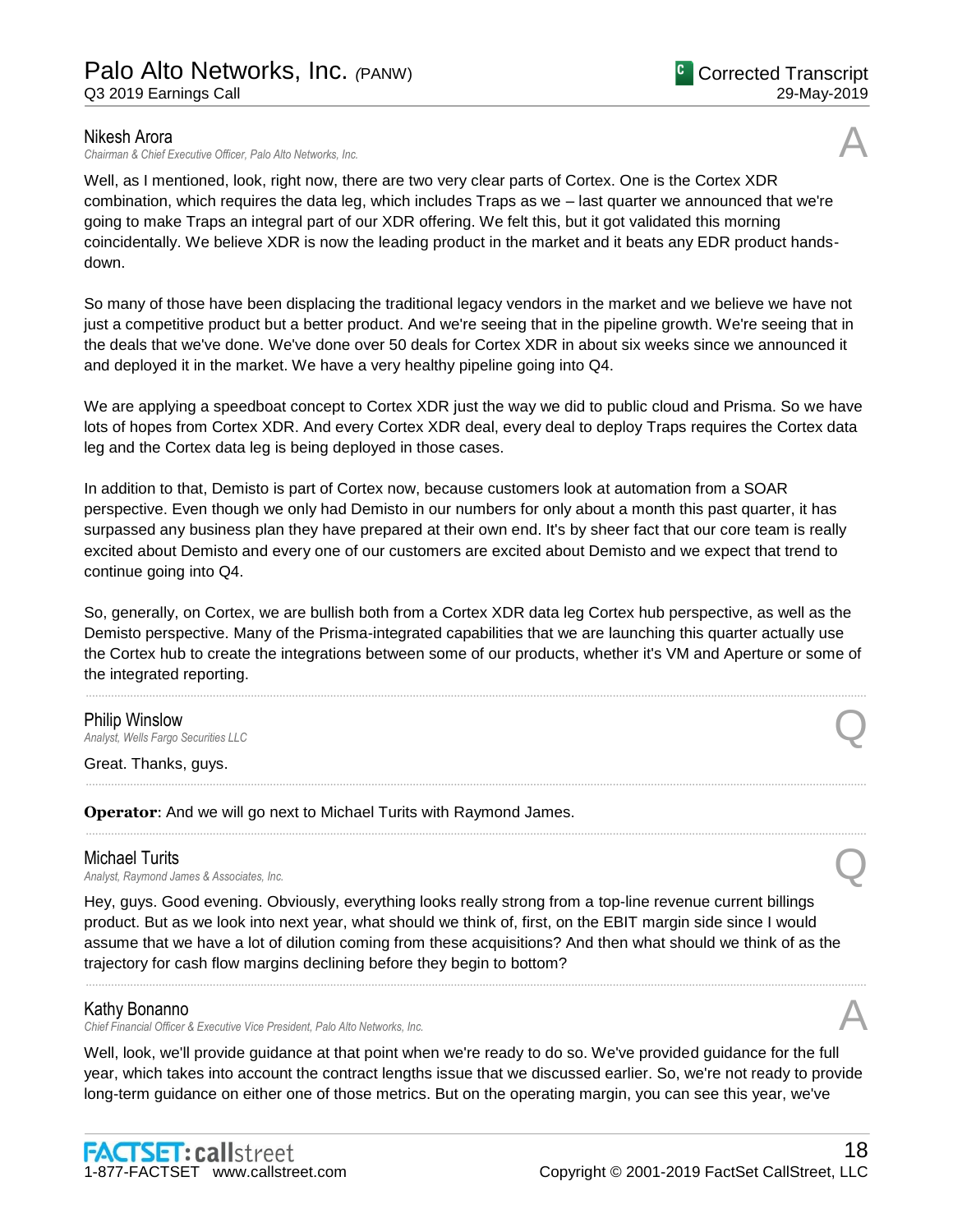**Nikesh Arora**
*Chairman & Chief Executive Officer, Palo Alto Networks, Inc.*

A

Well, as I mentioned, look, right now, there are two very clear parts of Cortex. One is the Cortex XDR combination, which requires the data leg, which includes Traps as we – last quarter we announced that we're going to make Traps an integral part of our XDR offering. We felt this, but it got validated this morning coincidentally. We believe XDR is now the leading product in the market and it beats any EDR product hands-down.

So many of those have been displacing the traditional legacy vendors in the market and we believe we have not just a competitive product but a better product. And we're seeing that in the pipeline growth. We're seeing that in the deals that we've done. We've done over 50 deals for Cortex XDR in about six weeks since we announced it and deployed it in the market. We have a very healthy pipeline going into Q4.

We are applying a speedboat concept to Cortex XDR just the way we did to public cloud and Prisma. So we have lots of hopes from Cortex XDR. And every Cortex XDR deal, every deal to deploy Traps requires the Cortex data leg and the Cortex data leg is being deployed in those cases.

In addition to that, Demisto is part of Cortex now, because customers look at automation from a SOAR perspective. Even though we only had Demisto in our numbers for only about a month this past quarter, it has surpassed any business plan they have prepared at their own end. It's by sheer fact that our core team is really excited about Demisto and every one of our customers are excited about Demisto and we expect that trend to continue going into Q4.

So, generally, on Cortex, we are bullish both from a Cortex XDR data leg Cortex hub perspective, as well as the Demisto perspective. Many of the Prisma-integrated capabilities that we are launching this quarter actually use the Cortex hub to create the integrations between some of our products, whether it's VM and Aperture or some of the integrated reporting.

---

**Philip Winslow**
*Analyst, Wells Fargo Securities LLC*

Q

Great. Thanks, guys.

---

**Operator**: And we will go next to Michael Turits with Raymond James.

---

**Michael Turits**
*Analyst, Raymond James & Associates, Inc.*

Q

Hey, guys. Good evening. Obviously, everything looks really strong from a top-line revenue current billings product. But as we look into next year, what should we think of, first, on the EBIT margin side since I would assume that we have a lot of dilution coming from these acquisitions? And then what should we think of as the trajectory for cash flow margins declining before they begin to bottom?

---

**Kathy Bonanno**
*Chief Financial Officer & Executive Vice President, Palo Alto Networks, Inc.*

A

Well, look, we'll provide guidance at that point when we're ready to do so. We've provided guidance for the full year, which takes into account the contract lengths issue that we discussed earlier. So, we're not ready to provide long-term guidance on either one of those metrics. But on the operating margin, you can see this year, we've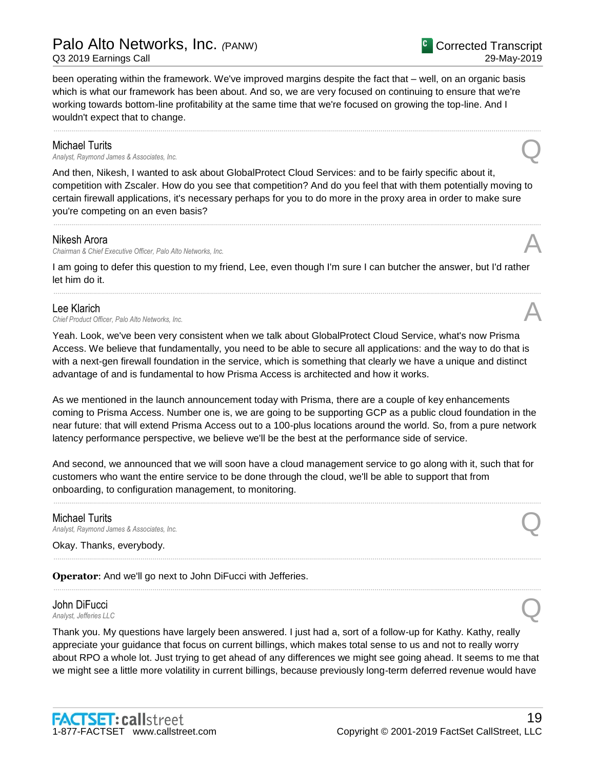been operating within the framework. We've improved margins despite the fact that – well, on an organic basis which is what our framework has been about. And so, we are very focused on continuing to ensure that we're working towards bottom-line profitability at the same time that we're focused on growing the top-line. And I wouldn't expect that to change.

---

**Michael Turits**
*Analyst, Raymond James & Associates, Inc.* **Q**

And then, Nikesh, I wanted to ask about GlobalProtect Cloud Services: and to be fairly specific about it, competition with Zscaler. How do you see that competition? And do you feel that with them potentially moving to certain firewall applications, it's necessary perhaps for you to do more in the proxy area in order to make sure you're competing on an even basis?

---

**Nikesh Arora**
*Chairman & Chief Executive Officer, Palo Alto Networks, Inc.* **A**

I am going to defer this question to my friend, Lee, even though I'm sure I can butcher the answer, but I'd rather let him do it.

---

**Lee Klarich**
*Chief Product Officer, Palo Alto Networks, Inc.* **A**

Yeah. Look, we've been very consistent when we talk about GlobalProtect Cloud Service, what's now Prisma Access. We believe that fundamentally, you need to be able to secure all applications: and the way to do that is with a next-gen firewall foundation in the service, which is something that clearly we have a unique and distinct advantage of and is fundamental to how Prisma Access is architected and how it works.

As we mentioned in the launch announcement today with Prisma, there are a couple of key enhancements coming to Prisma Access. Number one is, we are going to be supporting GCP as a public cloud foundation in the near future: that will extend Prisma Access out to a 100-plus locations around the world. So, from a pure network latency performance perspective, we believe we'll be the best at the performance side of service.

And second, we announced that we will soon have a cloud management service to go along with it, such that for customers who want the entire service to be done through the cloud, we'll be able to support that from onboarding, to configuration management, to monitoring.

---

**Michael Turits**
*Analyst, Raymond James & Associates, Inc.* **Q**

Okay. Thanks, everybody.

---

**Operator**: And we'll go next to John DiFucci with Jefferies.

---

**John DiFucci**
*Analyst, Jefferies LLC* **Q**

Thank you. My questions have largely been answered. I just had a, sort of a follow-up for Kathy. Kathy, really appreciate your guidance that focus on current billings, which makes total sense to us and not to really worry about RPO a whole lot. Just trying to get ahead of any differences we might see going ahead. It seems to me that we might see a little more volatility in current billings, because previously long-term deferred revenue would have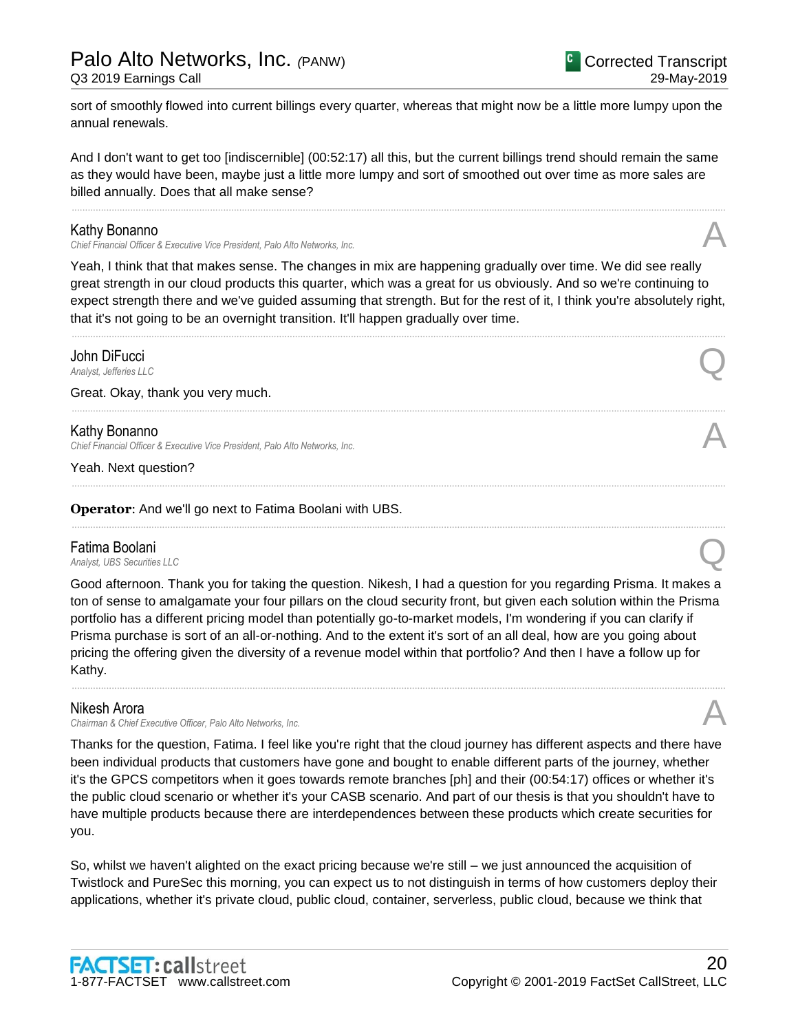sort of smoothly flowed into current billings every quarter, whereas that might now be a little more lumpy upon the annual renewals.

And I don't want to get too [indiscernible] (00:52:17) all this, but the current billings trend should remain the same as they would have been, maybe just a little more lumpy and sort of smoothed out over time as more sales are billed annually. Does that all make sense?

---

**Kathy Bonanno**
*Chief Financial Officer & Executive Vice President, Palo Alto Networks, Inc.* **A**

Yeah, I think that that makes sense. The changes in mix are happening gradually over time. We did see really great strength in our cloud products this quarter, which was a great for us obviously. And so we're continuing to expect strength there and we've guided assuming that strength. But for the rest of it, I think you're absolutely right, that it's not going to be an overnight transition. It'll happen gradually over time.

---

**John DiFucci**
*Analyst, Jefferies LLC* **Q**

Great. Okay, thank you very much.

---

**Kathy Bonanno**
*Chief Financial Officer & Executive Vice President, Palo Alto Networks, Inc.* **A**

Yeah. Next question?

---

**Operator**: And we'll go next to Fatima Boolani with UBS.

---

**Fatima Boolani**
*Analyst, UBS Securities LLC* **Q**

Good afternoon. Thank you for taking the question. Nikesh, I had a question for you regarding Prisma. It makes a ton of sense to amalgamate your four pillars on the cloud security front, but given each solution within the Prisma portfolio has a different pricing model than potentially go-to-market models, I'm wondering if you can clarify if Prisma purchase is sort of an all-or-nothing. And to the extent it's sort of an all deal, how are you going about pricing the offering given the diversity of a revenue model within that portfolio? And then I have a follow up for Kathy.

---

**Nikesh Arora**
*Chairman & Chief Executive Officer, Palo Alto Networks, Inc.* **A**

Thanks for the question, Fatima. I feel like you're right that the cloud journey has different aspects and there have been individual products that customers have gone and bought to enable different parts of the journey, whether it's the GPCS competitors when it goes towards remote branches [ph] and their (00:54:17) offices or whether it's the public cloud scenario or whether it's your CASB scenario. And part of our thesis is that you shouldn't have to have multiple products because there are interdependences between these products which create securities for you.

So, whilst we haven't alighted on the exact pricing because we're still – we just announced the acquisition of Twistlock and PureSec this morning, you can expect us to not distinguish in terms of how customers deploy their applications, whether it's private cloud, public cloud, container, serverless, public cloud, because we think that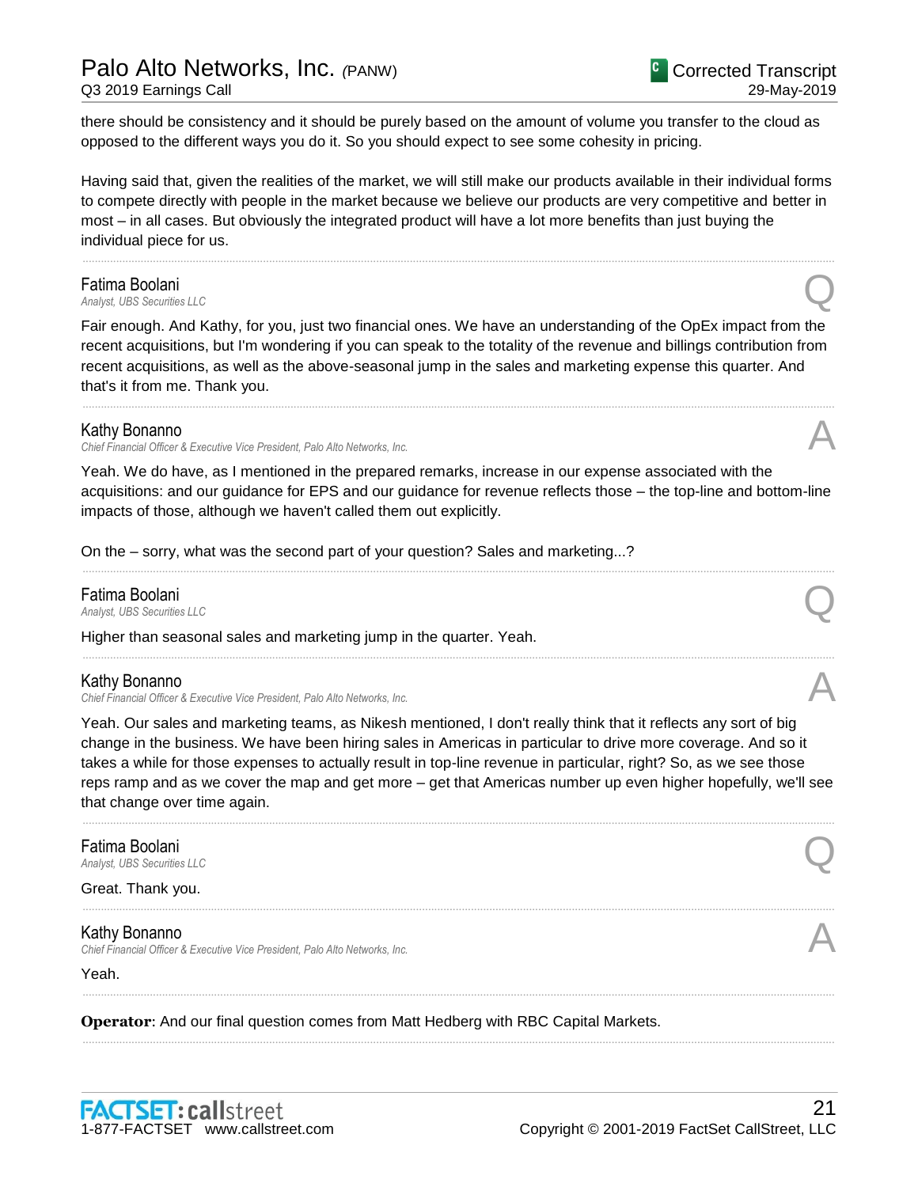there should be consistency and it should be purely based on the amount of volume you transfer to the cloud as opposed to the different ways you do it. So you should expect to see some cohesity in pricing.

Having said that, given the realities of the market, we will still make our products available in their individual forms to compete directly with people in the market because we believe our products are very competitive and better in most – in all cases. But obviously the integrated product will have a lot more benefits than just buying the individual piece for us.

---

**Fatima Boolani**
*Analyst, UBS Securities LLC* **Q**

Fair enough. And Kathy, for you, just two financial ones. We have an understanding of the OpEx impact from the recent acquisitions, but I'm wondering if you can speak to the totality of the revenue and billings contribution from recent acquisitions, as well as the above-seasonal jump in the sales and marketing expense this quarter. And that's it from me. Thank you.

---

**Kathy Bonanno**
*Chief Financial Officer & Executive Vice President, Palo Alto Networks, Inc.* **A**

Yeah. We do have, as I mentioned in the prepared remarks, increase in our expense associated with the acquisitions: and our guidance for EPS and our guidance for revenue reflects those – the top-line and bottom-line impacts of those, although we haven't called them out explicitly.

On the – sorry, what was the second part of your question? Sales and marketing...?

---

**Fatima Boolani**
*Analyst, UBS Securities LLC* **Q**

Higher than seasonal sales and marketing jump in the quarter. Yeah.

---

**Kathy Bonanno**
*Chief Financial Officer & Executive Vice President, Palo Alto Networks, Inc.* **A**

Yeah. Our sales and marketing teams, as Nikesh mentioned, I don't really think that it reflects any sort of big change in the business. We have been hiring sales in Americas in particular to drive more coverage. And so it takes a while for those expenses to actually result in top-line revenue in particular, right? So, as we see those reps ramp and as we cover the map and get more – get that Americas number up even higher hopefully, we'll see that change over time again.

---

**Fatima Boolani**
*Analyst, UBS Securities LLC* **Q**

Great. Thank you.

---

**Kathy Bonanno**
*Chief Financial Officer & Executive Vice President, Palo Alto Networks, Inc.* **A**

Yeah.

---

**Operator**: And our final question comes from Matt Hedberg with RBC Capital Markets.

---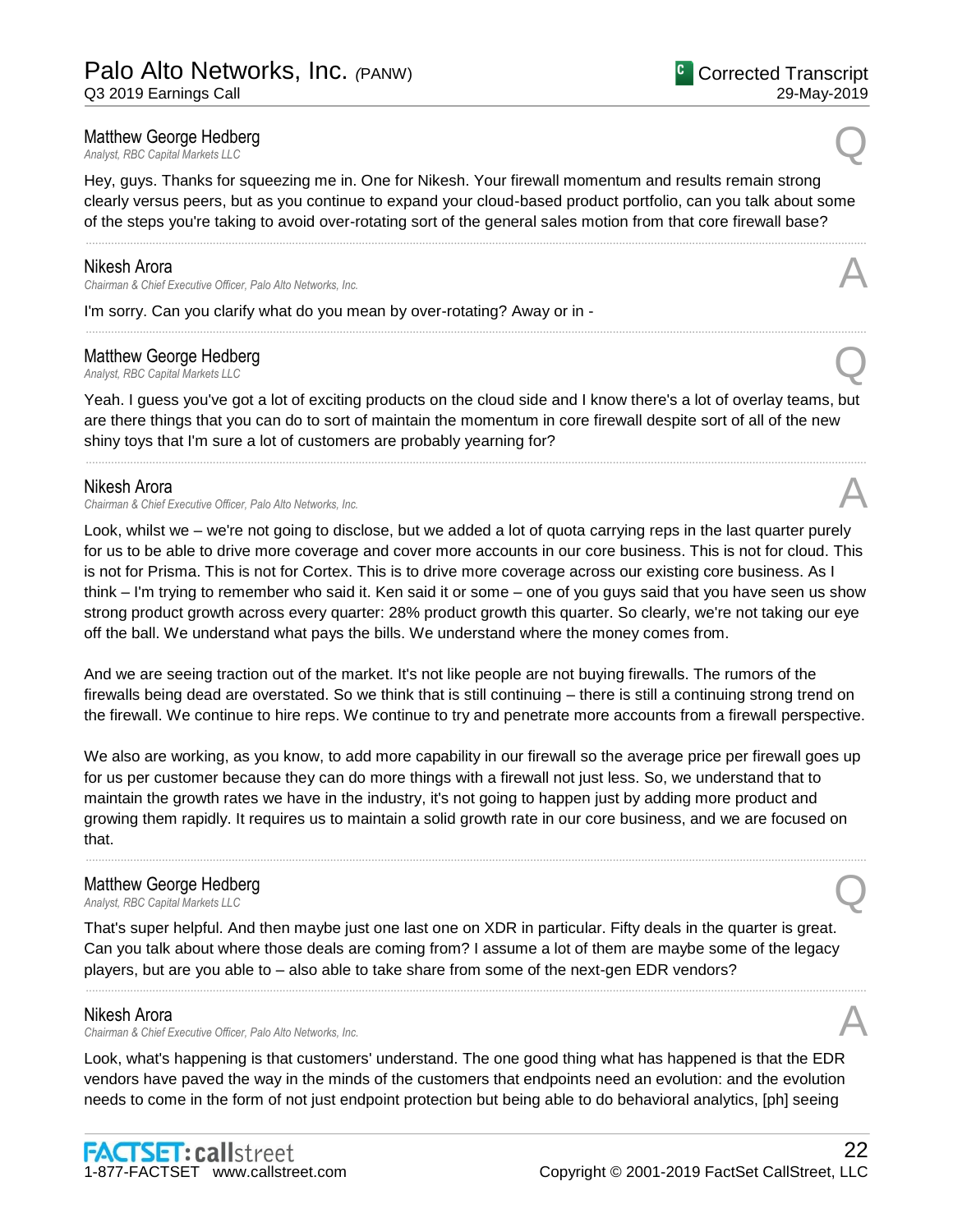**Matthew George Hedberg**
*Analyst, RBC Capital Markets LLC*

Q

Hey, guys. Thanks for squeezing me in. One for Nikesh. Your firewall momentum and results remain strong clearly versus peers, but as you continue to expand your cloud-based product portfolio, can you talk about some of the steps you're taking to avoid over-rotating sort of the general sales motion from that core firewall base?

---

**Nikesh Arora**
*Chairman & Chief Executive Officer, Palo Alto Networks, Inc.*

A

I'm sorry. Can you clarify what do you mean by over-rotating? Away or in -

---

**Matthew George Hedberg**
*Analyst, RBC Capital Markets LLC*

Q

Yeah. I guess you've got a lot of exciting products on the cloud side and I know there's a lot of overlay teams, but are there things that you can do to sort of maintain the momentum in core firewall despite sort of all of the new shiny toys that I'm sure a lot of customers are probably yearning for?

---

**Nikesh Arora**
*Chairman & Chief Executive Officer, Palo Alto Networks, Inc.*

A

Look, whilst we – we're not going to disclose, but we added a lot of quota carrying reps in the last quarter purely for us to be able to drive more coverage and cover more accounts in our core business. This is not for cloud. This is not for Prisma. This is not for Cortex. This is to drive more coverage across our existing core business. As I think – I'm trying to remember who said it. Ken said it or some – one of you guys said that you have seen us show strong product growth across every quarter: 28% product growth this quarter. So clearly, we're not taking our eye off the ball. We understand what pays the bills. We understand where the money comes from.

And we are seeing traction out of the market. It's not like people are not buying firewalls. The rumors of the firewalls being dead are overstated. So we think that is still continuing – there is still a continuing strong trend on the firewall. We continue to hire reps. We continue to try and penetrate more accounts from a firewall perspective.

We also are working, as you know, to add more capability in our firewall so the average price per firewall goes up for us per customer because they can do more things with a firewall not just less. So, we understand that to maintain the growth rates we have in the industry, it's not going to happen just by adding more product and growing them rapidly. It requires us to maintain a solid growth rate in our core business, and we are focused on that.

---

**Matthew George Hedberg**
*Analyst, RBC Capital Markets LLC*

Q

That's super helpful. And then maybe just one last one on XDR in particular. Fifty deals in the quarter is great. Can you talk about where those deals are coming from? I assume a lot of them are maybe some of the legacy players, but are you able to – also able to take share from some of the next-gen EDR vendors?

---

**Nikesh Arora**
*Chairman & Chief Executive Officer, Palo Alto Networks, Inc.*

A

Look, what's happening is that customers' understand. The one good thing what has happened is that the EDR vendors have paved the way in the minds of the customers that endpoints need an evolution: and the evolution needs to come in the form of not just endpoint protection but being able to do behavioral analytics, [ph] seeing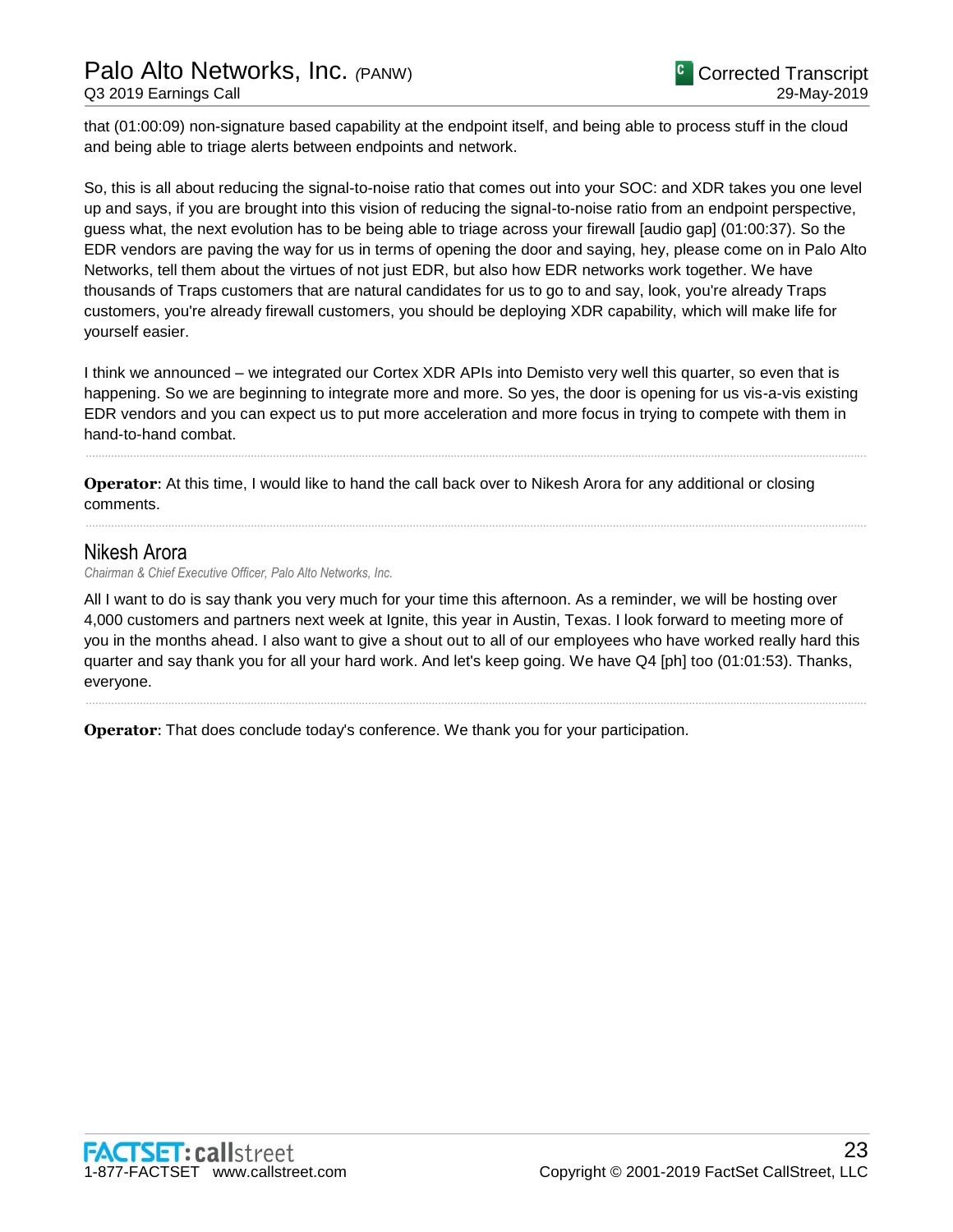that (01:00:09) non-signature based capability at the endpoint itself, and being able to process stuff in the cloud and being able to triage alerts between endpoints and network.

So, this is all about reducing the signal-to-noise ratio that comes out into your SOC: and XDR takes you one level up and says, if you are brought into this vision of reducing the signal-to-noise ratio from an endpoint perspective, guess what, the next evolution has to be being able to triage across your firewall [audio gap] (01:00:37). So the EDR vendors are paving the way for us in terms of opening the door and saying, hey, please come on in Palo Alto Networks, tell them about the virtues of not just EDR, but also how EDR networks work together. We have thousands of Traps customers that are natural candidates for us to go to and say, look, you're already Traps customers, you're already firewall customers, you should be deploying XDR capability, which will make life for yourself easier.

I think we announced – we integrated our Cortex XDR APIs into Demisto very well this quarter, so even that is happening. So we are beginning to integrate more and more. So yes, the door is opening for us vis-a-vis existing EDR vendors and you can expect us to put more acceleration and more focus in trying to compete with them in hand-to-hand combat.

---

**Operator**: At this time, I would like to hand the call back over to Nikesh Arora for any additional or closing comments.

---

## Nikesh Arora

*Chairman & Chief Executive Officer, Palo Alto Networks, Inc.*

All I want to do is say thank you very much for your time this afternoon. As a reminder, we will be hosting over 4,000 customers and partners next week at Ignite, this year in Austin, Texas. I look forward to meeting more of you in the months ahead. I also want to give a shout out to all of our employees who have worked really hard this quarter and say thank you for all your hard work. And let's keep going. We have Q4 [ph] too (01:01:53). Thanks, everyone.

---

**Operator**: That does conclude today's conference. We thank you for your participation.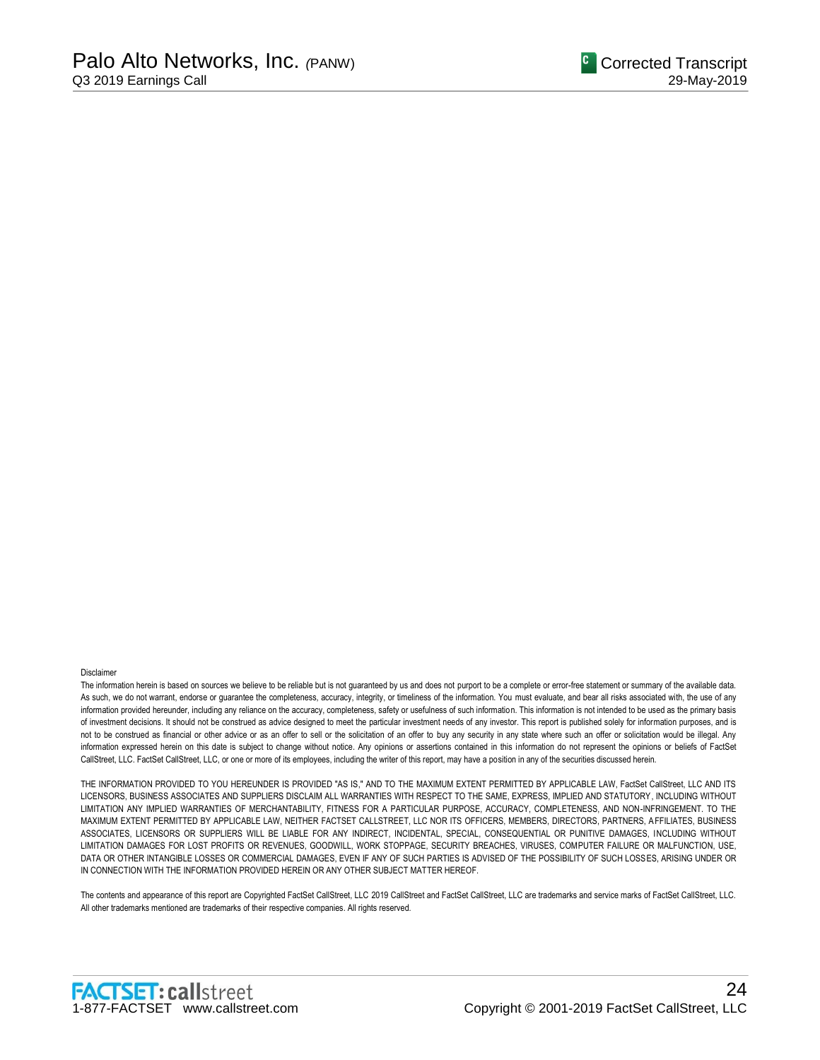Disclaimer

The information herein is based on sources we believe to be reliable but is not guaranteed by us and does not purport to be a complete or error-free statement or summary of the available data. As such, we do not warrant, endorse or guarantee the completeness, accuracy, integrity, or timeliness of the information. You must evaluate, and bear all risks associated with, the use of any information provided hereunder, including any reliance on the accuracy, completeness, safety or usefulness of such information. This information is not intended to be used as the primary basis of investment decisions. It should not be construed as advice designed to meet the particular investment needs of any investor. This report is published solely for information purposes, and is not to be construed as financial or other advice or as an offer to sell or the solicitation of an offer to buy any security in any state where such an offer or solicitation would be illegal. Any information expressed herein on this date is subject to change without notice. Any opinions or assertions contained in this information do not represent the opinions or beliefs of FactSet CallStreet, LLC. FactSet CallStreet, LLC, or one or more of its employees, including the writer of this report, may have a position in any of the securities discussed herein.

THE INFORMATION PROVIDED TO YOU HEREUNDER IS PROVIDED "AS IS," AND TO THE MAXIMUM EXTENT PERMITTED BY APPLICABLE LAW, FactSet CallStreet, LLC AND ITS LICENSORS, BUSINESS ASSOCIATES AND SUPPLIERS DISCLAIM ALL WARRANTIES WITH RESPECT TO THE SAME, EXPRESS, IMPLIED AND STATUTORY, INCLUDING WITHOUT LIMITATION ANY IMPLIED WARRANTIES OF MERCHANTABILITY, FITNESS FOR A PARTICULAR PURPOSE, ACCURACY, COMPLETENESS, AND NON-INFRINGEMENT. TO THE MAXIMUM EXTENT PERMITTED BY APPLICABLE LAW, NEITHER FACTSET CALLSTREET, LLC NOR ITS OFFICERS, MEMBERS, DIRECTORS, PARTNERS, AFFILIATES, BUSINESS ASSOCIATES, LICENSORS OR SUPPLIERS WILL BE LIABLE FOR ANY INDIRECT, INCIDENTAL, SPECIAL, CONSEQUENTIAL OR PUNITIVE DAMAGES, INCLUDING WITHOUT LIMITATION DAMAGES FOR LOST PROFITS OR REVENUES, GOODWILL, WORK STOPPAGE, SECURITY BREACHES, VIRUSES, COMPUTER FAILURE OR MALFUNCTION, USE, DATA OR OTHER INTANGIBLE LOSSES OR COMMERCIAL DAMAGES, EVEN IF ANY OF SUCH PARTIES IS ADVISED OF THE POSSIBILITY OF SUCH LOSSES, ARISING UNDER OR IN CONNECTION WITH THE INFORMATION PROVIDED HEREIN OR ANY OTHER SUBJECT MATTER HEREOF.

The contents and appearance of this report are Copyrighted FactSet CallStreet, LLC 2019 CallStreet and FactSet CallStreet, LLC are trademarks and service marks of FactSet CallStreet, LLC. All other trademarks mentioned are trademarks of their respective companies. All rights reserved.